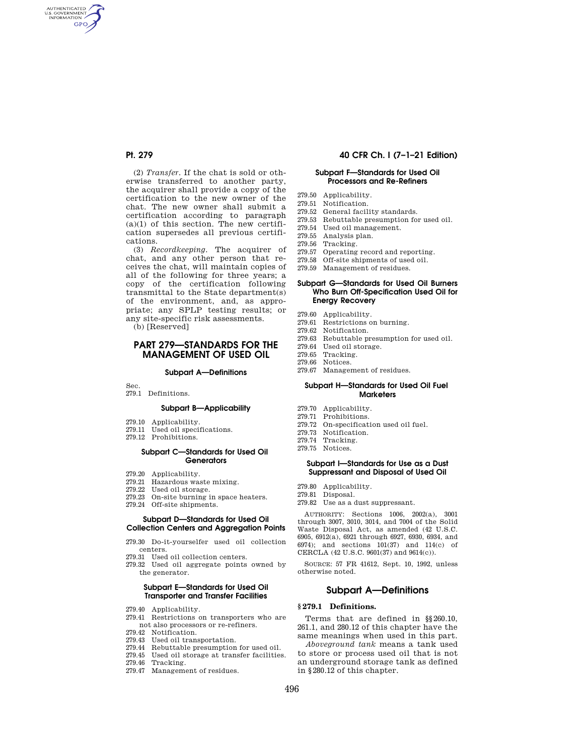(2) *Transfer*. If the chat is sold or otherwise transferred to another party, the acquirer shall provide a copy of the certification to the new owner of the chat. The new owner shall submit a certification according to paragraph (a)(1) of this section. The new certification supersedes all previous certifications.

(3) *Recordkeeping*. The acquirer of chat, and any other person that receives the chat, will maintain copies of all of the following for three years; a copy of the certification following transmittal to the State department(s) of the environment, and, as appropriate; any SPLP testing results; or any site-specific risk assessments.

(b) [Reserved]

# PART 279—STANDARDS FOR THE MANAGEMENT OF USED OIL

### Subpart A—Definitions

Sec.
279.1 Definitions.

### Subpart B—Applicability

279.10 Applicability.
279.11 Used oil specifications.
279.12 Prohibitions.

### Subpart C—Standards for Used Oil Generators

279.20 Applicability.
279.21 Hazardous waste mixing.
279.22 Used oil storage.
279.23 On-site burning in space heaters.
279.24 Off-site shipments.

### Subpart D—Standards for Used Oil Collection Centers and Aggregation Points

279.30 Do-it-yourselfer used oil collection centers.
279.31 Used oil collection centers.
279.32 Used oil aggregate points owned by the generator.

### Subpart E—Standards for Used Oil Transporter and Transfer Facilities

279.40 Applicability.
279.41 Restrictions on transporters who are not also processors or re-refiners.
279.42 Notification.
279.43 Used oil transportation.
279.44 Rebuttable presumption for used oil.
279.45 Used oil storage at transfer facilities.
279.46 Tracking.
279.47 Management of residues.

### Subpart F—Standards for Used Oil Processors and Re-Refiners

279.50 Applicability.
279.51 Notification.
279.52 General facility standards.
279.53 Rebuttable presumption for used oil.
279.54 Used oil management.
279.55 Analysis plan.
279.56 Tracking.
279.57 Operating record and reporting.
279.58 Off-site shipments of used oil.
279.59 Management of residues.

### Subpart G—Standards for Used Oil Burners Who Burn Off-Specification Used Oil for Energy Recovery

279.60 Applicability.
279.61 Restrictions on burning.
279.62 Notification.
279.63 Rebuttable presumption for used oil.
279.64 Used oil storage.
279.65 Tracking.
279.66 Notices.
279.67 Management of residues.

### Subpart H—Standards for Used Oil Fuel Marketers

279.70 Applicability.
279.71 Prohibitions.
279.72 On-specification used oil fuel.
279.73 Notification.
279.74 Tracking.
279.75 Notices.

### Subpart I—Standards for Use as a Dust Suppressant and Disposal of Used Oil

279.80 Applicability.
279.81 Disposal.
279.82 Use as a dust suppressant.

AUTHORITY: Sections 1006, 2002(a), 3001 through 3007, 3010, 3014, and 7004 of the Solid Waste Disposal Act, as amended (42 U.S.C. 6905, 6912(a), 6921 through 6927, 6930, 6934, and 6974); and sections 101(37) and 114(c) of CERCLA (42 U.S.C. 9601(37) and 9614(c)).

SOURCE: 57 FR 41612, Sept. 10, 1992, unless otherwise noted.

## Subpart A—Definitions

### § 279.1 Definitions.

Terms that are defined in §§ 260.10, 261.1, and 280.12 of this chapter have the same meanings when used in this part.

*Aboveground tank* means a tank used to store or process used oil that is not an underground storage tank as defined in § 280.12 of this chapter.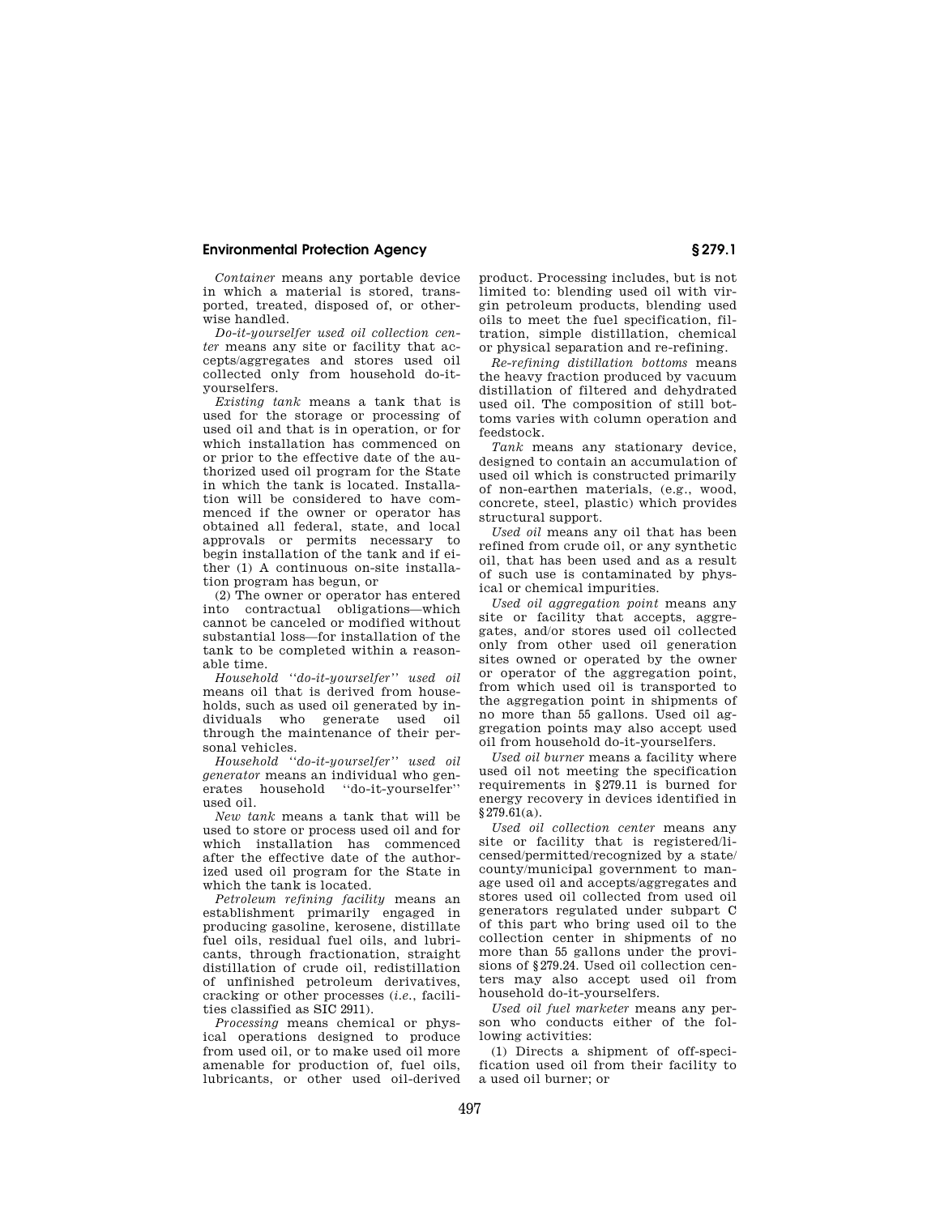*Container* means any portable device in which a material is stored, transported, treated, disposed of, or otherwise handled.

*Do-it-yourselfer used oil collection center* means any site or facility that accepts/aggregates and stores used oil collected only from household do-it-yourselfers.

*Existing tank* means a tank that is used for the storage or processing of used oil and that is in operation, or for which installation has commenced on or prior to the effective date of the authorized used oil program for the State in which the tank is located. Installation will be considered to have commenced if the owner or operator has obtained all federal, state, and local approvals or permits necessary to begin installation of the tank and if either (1) A continuous on-site installation program has begun, or

(2) The owner or operator has entered into contractual obligations—which cannot be canceled or modified without substantial loss—for installation of the tank to be completed within a reasonable time.

*Household "do-it-yourselfer" used oil* means oil that is derived from households, such as used oil generated by individuals who generate used oil through the maintenance of their personal vehicles.

*Household "do-it-yourselfer" used oil generator* means an individual who generates household "do-it-yourselfer" used oil.

*New tank* means a tank that will be used to store or process used oil and for which installation has commenced after the effective date of the authorized used oil program for the State in which the tank is located.

*Petroleum refining facility* means an establishment primarily engaged in producing gasoline, kerosene, distillate fuel oils, residual fuel oils, and lubricants, through fractionation, straight distillation of crude oil, redistillation of unfinished petroleum derivatives, cracking or other processes (*i.e.*, facilities classified as SIC 2911).

*Processing* means chemical or physical operations designed to produce from used oil, or to make used oil more amenable for production of, fuel oils, lubricants, or other used oil-derived product. Processing includes, but is not limited to: blending used oil with virgin petroleum products, blending used oils to meet the fuel specification, filtration, simple distillation, chemical or physical separation and re-refining.

*Re-refining distillation bottoms* means the heavy fraction produced by vacuum distillation of filtered and dehydrated used oil. The composition of still bottoms varies with column operation and feedstock.

*Tank* means any stationary device, designed to contain an accumulation of used oil which is constructed primarily of non-earthen materials, (e.g., wood, concrete, steel, plastic) which provides structural support.

*Used oil* means any oil that has been refined from crude oil, or any synthetic oil, that has been used and as a result of such use is contaminated by physical or chemical impurities.

*Used oil aggregation point* means any site or facility that accepts, aggregates, and/or stores used oil collected only from other used oil generation sites owned or operated by the owner or operator of the aggregation point, from which used oil is transported to the aggregation point in shipments of no more than 55 gallons. Used oil aggregation points may also accept used oil from household do-it-yourselfers.

*Used oil burner* means a facility where used oil not meeting the specification requirements in §279.11 is burned for energy recovery in devices identified in §279.61(a).

*Used oil collection center* means any site or facility that is registered/licensed/permitted/recognized by a state/county/municipal government to manage used oil and accepts/aggregates and stores used oil collected from used oil generators regulated under subpart C of this part who bring used oil to the collection center in shipments of no more than 55 gallons under the provisions of §279.24. Used oil collection centers may also accept used oil from household do-it-yourselfers.

*Used oil fuel marketer* means any person who conducts either of the following activities:

(1) Directs a shipment of off-specification used oil from their facility to a used oil burner; or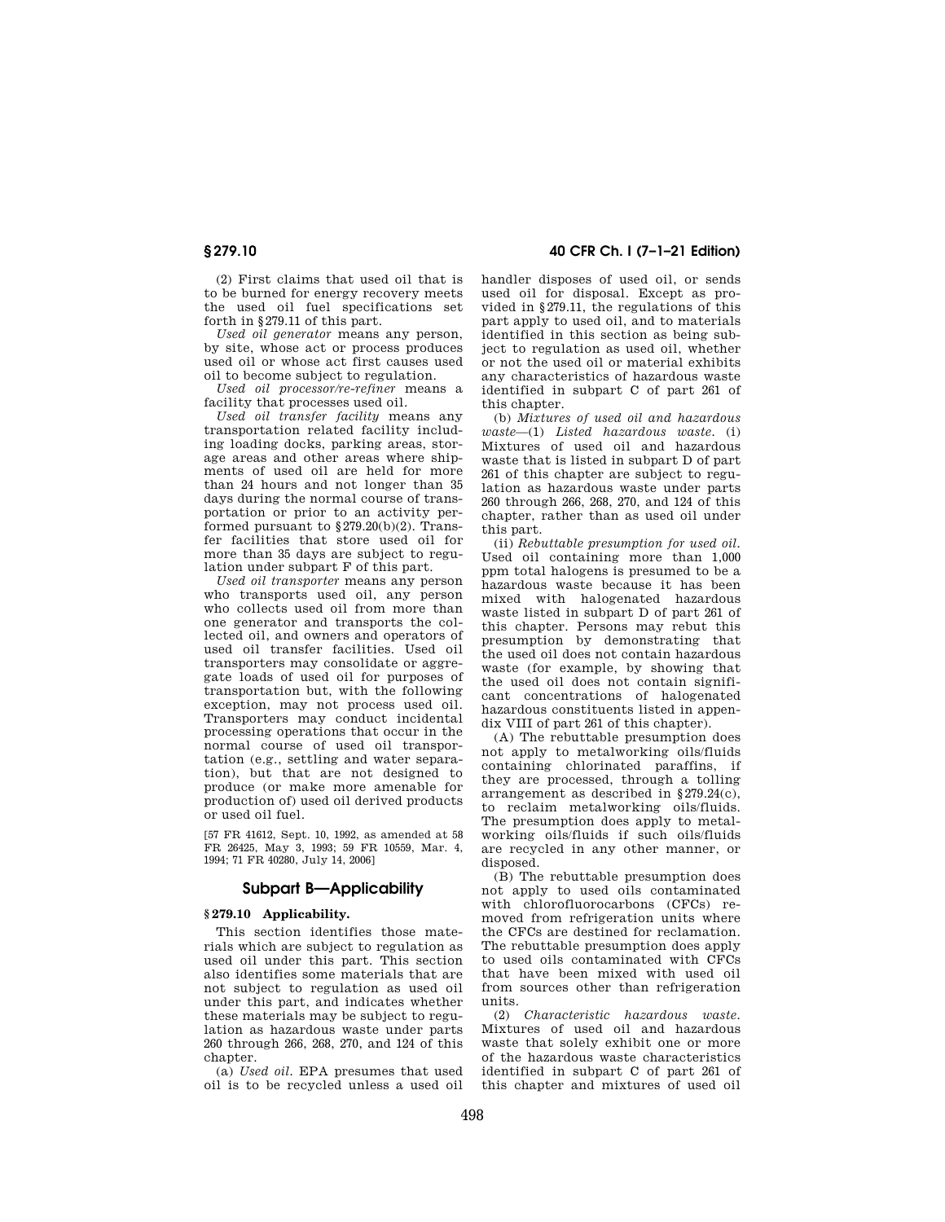(2) First claims that used oil that is to be burned for energy recovery meets the used oil fuel specifications set forth in §279.11 of this part.

*Used oil generator* means any person, by site, whose act or process produces used oil or whose act first causes used oil to become subject to regulation.

*Used oil processor/re-refiner* means a facility that processes used oil.

*Used oil transfer facility* means any transportation related facility including loading docks, parking areas, storage areas and other areas where shipments of used oil are held for more than 24 hours and not longer than 35 days during the normal course of transportation or prior to an activity performed pursuant to §279.20(b)(2). Transfer facilities that store used oil for more than 35 days are subject to regulation under subpart F of this part.

*Used oil transporter* means any person who transports used oil, any person who collects used oil from more than one generator and transports the collected oil, and owners and operators of used oil transfer facilities. Used oil transporters may consolidate or aggregate loads of used oil for purposes of transportation but, with the following exception, may not process used oil. Transporters may conduct incidental processing operations that occur in the normal course of used oil transportation (e.g., settling and water separation), but that are not designed to produce (or make more amenable for production of) used oil derived products or used oil fuel.

[57 FR 41612, Sept. 10, 1992, as amended at 58 FR 26425, May 3, 1993; 59 FR 10559, Mar. 4, 1994; 71 FR 40280, July 14, 2006]

## Subpart B—Applicability

### § 279.10 Applicability.

This section identifies those materials which are subject to regulation as used oil under this part. This section also identifies some materials that are not subject to regulation as used oil under this part, and indicates whether these materials may be subject to regulation as hazardous waste under parts 260 through 266, 268, 270, and 124 of this chapter.

(a) *Used oil.* EPA presumes that used oil is to be recycled unless a used oil handler disposes of used oil, or sends used oil for disposal. Except as provided in §279.11, the regulations of this part apply to used oil, and to materials identified in this section as being subject to regulation as used oil, whether or not the used oil or material exhibits any characteristics of hazardous waste identified in subpart C of part 261 of this chapter.

(b) *Mixtures of used oil and hazardous waste*—(1) *Listed hazardous waste.* (i) Mixtures of used oil and hazardous waste that is listed in subpart D of part 261 of this chapter are subject to regulation as hazardous waste under parts 260 through 266, 268, 270, and 124 of this chapter, rather than as used oil under this part.

(ii) *Rebuttable presumption for used oil.* Used oil containing more than 1,000 ppm total halogens is presumed to be a hazardous waste because it has been mixed with halogenated hazardous waste listed in subpart D of part 261 of this chapter. Persons may rebut this presumption by demonstrating that the used oil does not contain hazardous waste (for example, by showing that the used oil does not contain significant concentrations of halogenated hazardous constituents listed in appendix VIII of part 261 of this chapter).

(A) The rebuttable presumption does not apply to metalworking oils/fluids containing chlorinated paraffins, if they are processed, through a tolling arrangement as described in §279.24(c), to reclaim metalworking oils/fluids. The presumption does apply to metalworking oils/fluids if such oils/fluids are recycled in any other manner, or disposed.

(B) The rebuttable presumption does not apply to used oils contaminated with chlorofluorocarbons (CFCs) removed from refrigeration units where the CFCs are destined for reclamation. The rebuttable presumption does apply to used oils contaminated with CFCs that have been mixed with used oil from sources other than refrigeration units.

(2) *Characteristic hazardous waste.* Mixtures of used oil and hazardous waste that solely exhibit one or more of the hazardous waste characteristics identified in subpart C of part 261 of this chapter and mixtures of used oil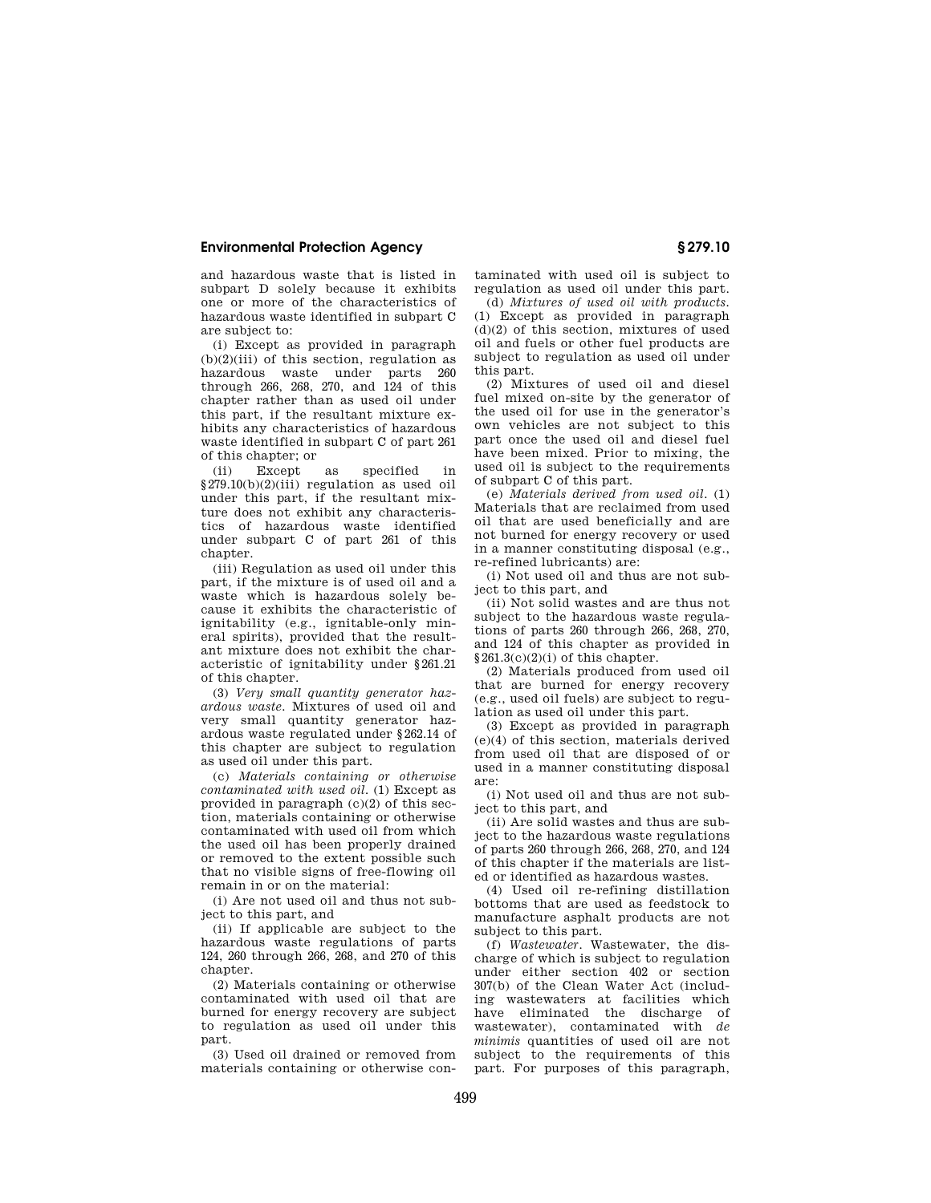and hazardous waste that is listed in subpart D solely because it exhibits one or more of the characteristics of hazardous waste identified in subpart C are subject to:

(i) Except as provided in paragraph (b)(2)(iii) of this section, regulation as hazardous waste under parts 260 through 266, 268, 270, and 124 of this chapter rather than as used oil under this part, if the resultant mixture exhibits any characteristics of hazardous waste identified in subpart C of part 261 of this chapter; or

(ii) Except as specified in §279.10(b)(2)(iii) regulation as used oil under this part, if the resultant mixture does not exhibit any characteristics of hazardous waste identified under subpart C of part 261 of this chapter.

(iii) Regulation as used oil under this part, if the mixture is of used oil and a waste which is hazardous solely because it exhibits the characteristic of ignitability (e.g., ignitable-only mineral spirits), provided that the resultant mixture does not exhibit the characteristic of ignitability under §261.21 of this chapter.

(3) *Very small quantity generator hazardous waste.* Mixtures of used oil and very small quantity generator hazardous waste regulated under §262.14 of this chapter are subject to regulation as used oil under this part.

(c) *Materials containing or otherwise contaminated with used oil.* (1) Except as provided in paragraph (c)(2) of this section, materials containing or otherwise contaminated with used oil from which the used oil has been properly drained or removed to the extent possible such that no visible signs of free-flowing oil remain in or on the material:

(i) Are not used oil and thus not subject to this part, and

(ii) If applicable are subject to the hazardous waste regulations of parts 124, 260 through 266, 268, and 270 of this chapter.

(2) Materials containing or otherwise contaminated with used oil that are burned for energy recovery are subject to regulation as used oil under this part.

(3) Used oil drained or removed from materials containing or otherwise contaminated with used oil is subject to regulation as used oil under this part.

(d) *Mixtures of used oil with products.* (1) Except as provided in paragraph (d)(2) of this section, mixtures of used oil and fuels or other fuel products are subject to regulation as used oil under this part.

(2) Mixtures of used oil and diesel fuel mixed on-site by the generator of the used oil for use in the generator's own vehicles are not subject to this part once the used oil and diesel fuel have been mixed. Prior to mixing, the used oil is subject to the requirements of subpart C of this part.

(e) *Materials derived from used oil.* (1) Materials that are reclaimed from used oil that are used beneficially and are not burned for energy recovery or used in a manner constituting disposal (e.g., re-refined lubricants) are:

(i) Not used oil and thus are not subject to this part, and

(ii) Not solid wastes and are thus not subject to the hazardous waste regulations of parts 260 through 266, 268, 270, and 124 of this chapter as provided in §261.3(c)(2)(i) of this chapter.

(2) Materials produced from used oil that are burned for energy recovery (e.g., used oil fuels) are subject to regulation as used oil under this part.

(3) Except as provided in paragraph (e)(4) of this section, materials derived from used oil that are disposed of or used in a manner constituting disposal are:

(i) Not used oil and thus are not subject to this part, and

(ii) Are solid wastes and thus are subject to the hazardous waste regulations of parts 260 through 266, 268, 270, and 124 of this chapter if the materials are listed or identified as hazardous wastes.

(4) Used oil re-refining distillation bottoms that are used as feedstock to manufacture asphalt products are not subject to this part.

(f) *Wastewater.* Wastewater, the discharge of which is subject to regulation under either section 402 or section 307(b) of the Clean Water Act (including wastewaters at facilities which have eliminated the discharge of wastewater), contaminated with *de minimis* quantities of used oil are not subject to the requirements of this part. For purposes of this paragraph,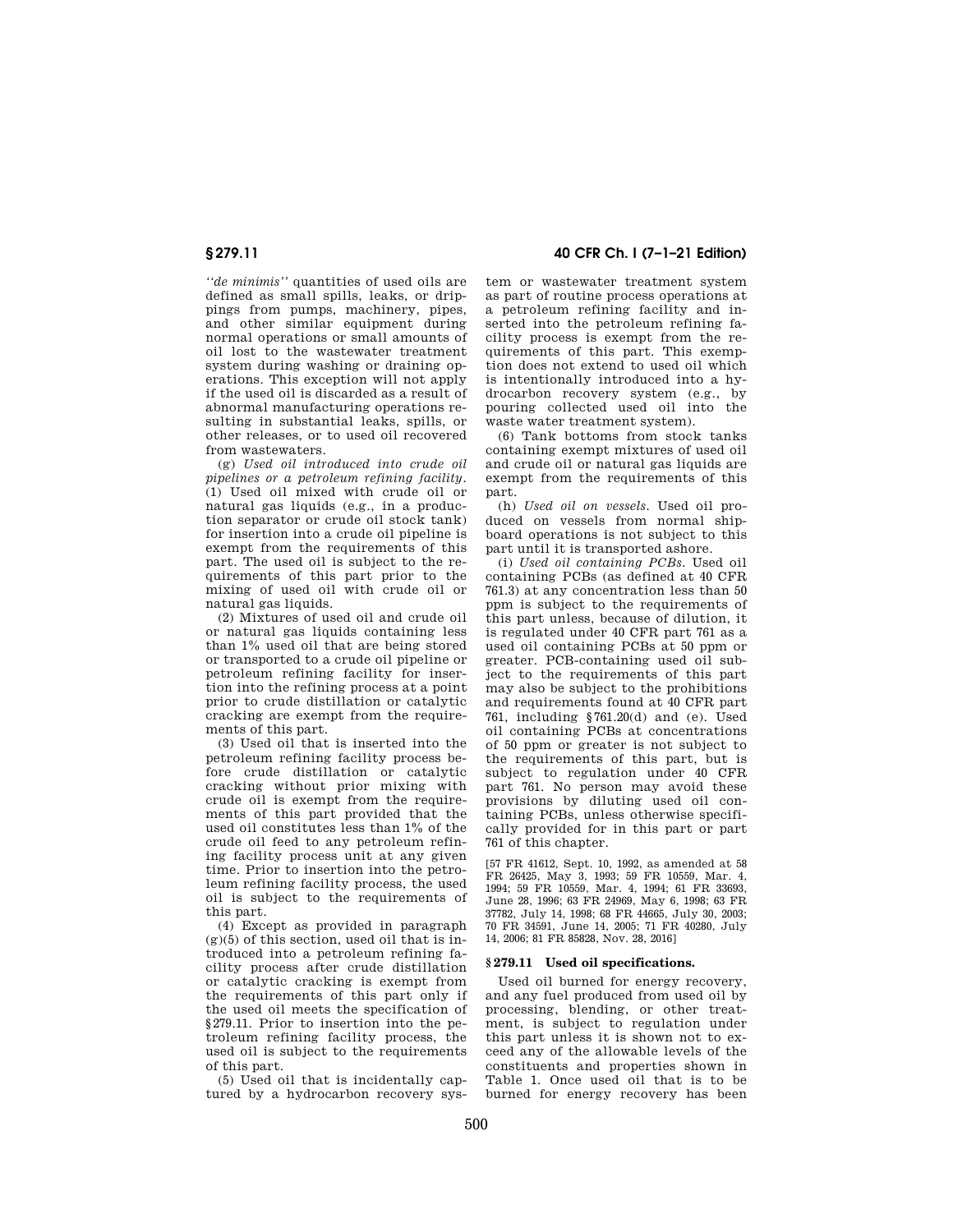''*de minimis*'' quantities of used oils are defined as small spills, leaks, or drippings from pumps, machinery, pipes, and other similar equipment during normal operations or small amounts of oil lost to the wastewater treatment system during washing or draining operations. This exception will not apply if the used oil is discarded as a result of abnormal manufacturing operations resulting in substantial leaks, spills, or other releases, or to used oil recovered from wastewaters.

(g) *Used oil introduced into crude oil pipelines or a petroleum refining facility.* (1) Used oil mixed with crude oil or natural gas liquids (e.g., in a production separator or crude oil stock tank) for insertion into a crude oil pipeline is exempt from the requirements of this part. The used oil is subject to the requirements of this part prior to the mixing of used oil with crude oil or natural gas liquids.

(2) Mixtures of used oil and crude oil or natural gas liquids containing less than 1% used oil that are being stored or transported to a crude oil pipeline or petroleum refining facility for insertion into the refining process at a point prior to crude distillation or catalytic cracking are exempt from the requirements of this part.

(3) Used oil that is inserted into the petroleum refining facility process before crude distillation or catalytic cracking without prior mixing with crude oil is exempt from the requirements of this part provided that the used oil constitutes less than 1% of the crude oil feed to any petroleum refining facility process unit at any given time. Prior to insertion into the petroleum refining facility process, the used oil is subject to the requirements of this part.

(4) Except as provided in paragraph (g)(5) of this section, used oil that is introduced into a petroleum refining facility process after crude distillation or catalytic cracking is exempt from the requirements of this part only if the used oil meets the specification of §279.11. Prior to insertion into the petroleum refining facility process, the used oil is subject to the requirements of this part.

(5) Used oil that is incidentally captured by a hydrocarbon recovery system or wastewater treatment system as part of routine process operations at a petroleum refining facility and inserted into the petroleum refining facility process is exempt from the requirements of this part. This exemption does not extend to used oil which is intentionally introduced into a hydrocarbon recovery system (e.g., by pouring collected used oil into the waste water treatment system).

(6) Tank bottoms from stock tanks containing exempt mixtures of used oil and crude oil or natural gas liquids are exempt from the requirements of this part.

(h) *Used oil on vessels.* Used oil produced on vessels from normal shipboard operations is not subject to this part until it is transported ashore.

(i) *Used oil containing PCBs.* Used oil containing PCBs (as defined at 40 CFR 761.3) at any concentration less than 50 ppm is subject to the requirements of this part unless, because of dilution, it is regulated under 40 CFR part 761 as a used oil containing PCBs at 50 ppm or greater. PCB-containing used oil subject to the requirements of this part may also be subject to the prohibitions and requirements found at 40 CFR part 761, including §761.20(d) and (e). Used oil containing PCBs at concentrations of 50 ppm or greater is not subject to the requirements of this part, but is subject to regulation under 40 CFR part 761. No person may avoid these provisions by diluting used oil containing PCBs, unless otherwise specifically provided for in this part or part 761 of this chapter.

[57 FR 41612, Sept. 10, 1992, as amended at 58 FR 26425, May 3, 1993; 59 FR 10559, Mar. 4, 1994; 59 FR 10559, Mar. 4, 1994; 61 FR 33693, June 28, 1996; 63 FR 24969, May 6, 1998; 63 FR 37782, July 14, 1998; 68 FR 44665, July 30, 2003; 70 FR 34591, June 14, 2005; 71 FR 40280, July 14, 2006; 81 FR 85828, Nov. 28, 2016]

## §279.11 Used oil specifications.

Used oil burned for energy recovery, and any fuel produced from used oil by processing, blending, or other treatment, is subject to regulation under this part unless it is shown not to exceed any of the allowable levels of the constituents and properties shown in Table 1. Once used oil that is to be burned for energy recovery has been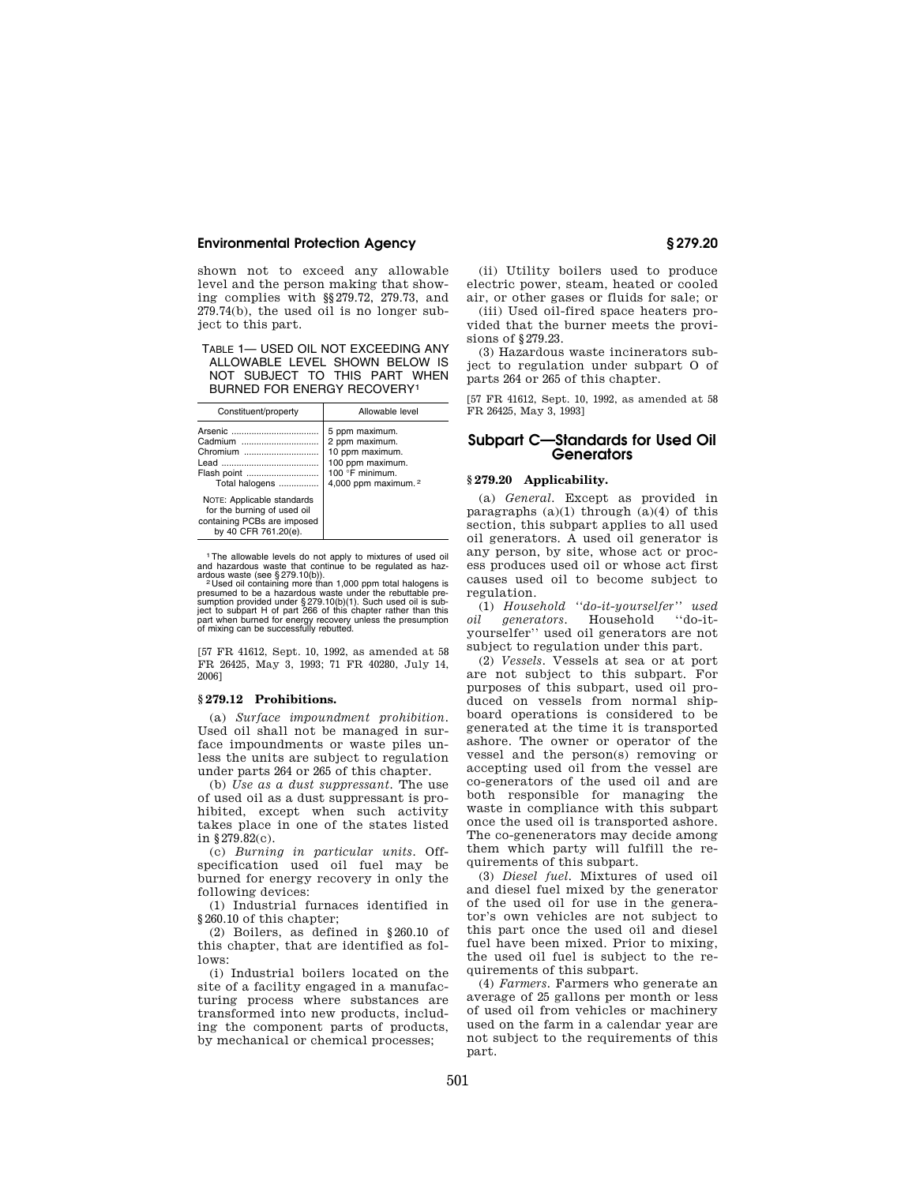shown not to exceed any allowable level and the person making that showing complies with §§279.72, 279.73, and 279.74(b), the used oil is no longer subject to this part.

TABLE 1— USED OIL NOT EXCEEDING ANY ALLOWABLE LEVEL SHOWN BELOW IS NOT SUBJECT TO THIS PART WHEN BURNED FOR ENERGY RECOVERY[1]

| Constituent/property | Allowable level |
| --- | --- |
| Arsenic | 5 ppm maximum. |
| Cadmium | 2 ppm maximum. |
| Chromium | 10 ppm maximum. |
| Lead | 100 ppm maximum. |
| Flash point | 100 °F minimum. |
| Total halogens | 4,000 ppm maximum. [2] |
| NOTE: Applicable standards for the burning of used oil containing PCBs are imposed by 40 CFR 761.20(e). | |

[1] The allowable levels do not apply to mixtures of used oil and hazardous waste that continue to be regulated as hazardous waste (see §279.10(b)).

[2] Used oil containing more than 1,000 ppm total halogens is presumed to be a hazardous waste under the rebuttable presumption provided under §279.10(b)(1). Such used oil is subject to subpart H of part 266 of this chapter rather than this part when burned for energy recovery unless the presumption of mixing can be successfully rebutted.

[57 FR 41612, Sept. 10, 1992, as amended at 58 FR 26425, May 3, 1993; 71 FR 40280, July 14, 2006]

### §279.12 Prohibitions.

(a) *Surface impoundment prohibition.* Used oil shall not be managed in surface impoundments or waste piles unless the units are subject to regulation under parts 264 or 265 of this chapter.

(b) *Use as a dust suppressant.* The use of used oil as a dust suppressant is prohibited, except when such activity takes place in one of the states listed in §279.82(c).

(c) *Burning in particular units.* Off-specification used oil fuel may be burned for energy recovery in only the following devices:

(1) Industrial furnaces identified in §260.10 of this chapter;

(2) Boilers, as defined in §260.10 of this chapter, that are identified as follows:

(i) Industrial boilers located on the site of a facility engaged in a manufacturing process where substances are transformed into new products, including the component parts of products, by mechanical or chemical processes;

(ii) Utility boilers used to produce electric power, steam, heated or cooled air, or other gases or fluids for sale; or

(iii) Used oil-fired space heaters provided that the burner meets the provisions of §279.23.

(3) Hazardous waste incinerators subject to regulation under subpart O of parts 264 or 265 of this chapter.

[57 FR 41612, Sept. 10, 1992, as amended at 58 FR 26425, May 3, 1993]

## Subpart C—Standards for Used Oil Generators

### §279.20 Applicability.

(a) *General.* Except as provided in paragraphs (a)(1) through (a)(4) of this section, this subpart applies to all used oil generators. A used oil generator is any person, by site, whose act or process produces used oil or whose act first causes used oil to become subject to regulation.

(1) *Household ''do-it-yourselfer'' used oil generators.* Household ''do-it-yourselfer'' used oil generators are not subject to regulation under this part.

(2) *Vessels.* Vessels at sea or at port are not subject to this subpart. For purposes of this subpart, used oil produced on vessels from normal shipboard operations is considered to be generated at the time it is transported ashore. The owner or operator of the vessel and the person(s) removing or accepting used oil from the vessel are co-generators of the used oil and are both responsible for managing the waste in compliance with this subpart once the used oil is transported ashore. The co-geneneraters may decide among them which party will fulfill the requirements of this subpart.

(3) *Diesel fuel.* Mixtures of used oil and diesel fuel mixed by the generator of the used oil for use in the generator's own vehicles are not subject to this part once the used oil and diesel fuel have been mixed. Prior to mixing, the used oil fuel is subject to the requirements of this subpart.

(4) *Farmers.* Farmers who generate an average of 25 gallons per month or less of used oil from vehicles or machinery used on the farm in a calendar year are not subject to the requirements of this part.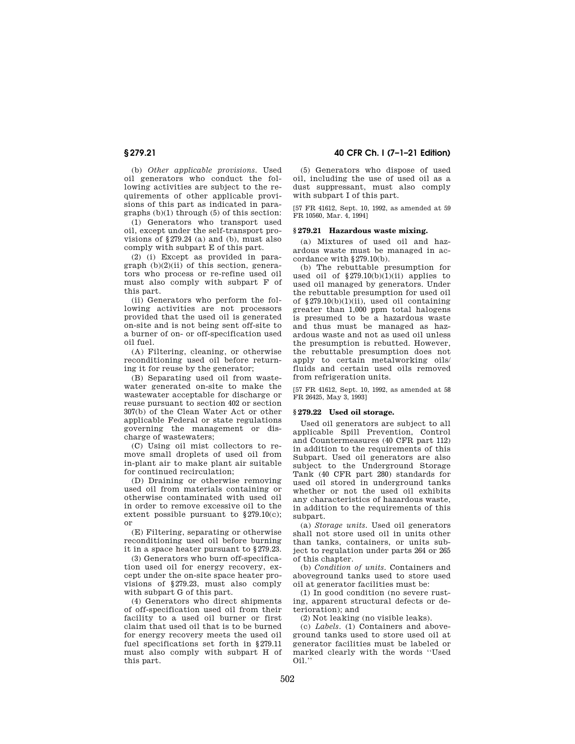(b) *Other applicable provisions.* Used oil generators who conduct the following activities are subject to the requirements of other applicable provisions of this part as indicated in paragraphs (b)(1) through (5) of this section:

(1) Generators who transport used oil, except under the self-transport provisions of §279.24 (a) and (b), must also comply with subpart E of this part.

(2) (i) Except as provided in paragraph (b)(2)(ii) of this section, generators who process or re-refine used oil must also comply with subpart F of this part.

(ii) Generators who perform the following activities are not processors provided that the used oil is generated on-site and is not being sent off-site to a burner of on- or off-specification used oil fuel.

(A) Filtering, cleaning, or otherwise reconditioning used oil before returning it for reuse by the generator;

(B) Separating used oil from wastewater generated on-site to make the wastewater acceptable for discharge or reuse pursuant to section 402 or section 307(b) of the Clean Water Act or other applicable Federal or state regulations governing the management or discharge of wastewaters;

(C) Using oil mist collectors to remove small droplets of used oil from in-plant air to make plant air suitable for continued recirculation;

(D) Draining or otherwise removing used oil from materials containing or otherwise contaminated with used oil in order to remove excessive oil to the extent possible pursuant to §279.10(c); or

(E) Filtering, separating or otherwise reconditioning used oil before burning it in a space heater pursuant to §279.23.

(3) Generators who burn off-specification used oil for energy recovery, except under the on-site space heater provisions of §279.23, must also comply with subpart G of this part.

(4) Generators who direct shipments of off-specification used oil from their facility to a used oil burner or first claim that used oil that is to be burned for energy recovery meets the used oil fuel specifications set forth in §279.11 must also comply with subpart H of this part.

(5) Generators who dispose of used oil, including the use of used oil as a dust suppressant, must also comply with subpart I of this part.

[57 FR 41612, Sept. 10, 1992, as amended at 59 FR 10560, Mar. 4, 1994]

## §279.21 Hazardous waste mixing.

(a) Mixtures of used oil and hazardous waste must be managed in accordance with §279.10(b).

(b) The rebuttable presumption for used oil of §279.10(b)(1)(ii) applies to used oil managed by generators. Under the rebuttable presumption for used oil of §279.10(b)(1)(ii), used oil containing greater than 1,000 ppm total halogens is presumed to be a hazardous waste and thus must be managed as hazardous waste and not as used oil unless the presumption is rebutted. However, the rebuttable presumption does not apply to certain metalworking oils/fluids and certain used oils removed from refrigeration units.

[57 FR 41612, Sept. 10, 1992, as amended at 58 FR 26425, May 3, 1993]

## §279.22 Used oil storage.

Used oil generators are subject to all applicable Spill Prevention, Control and Countermeasures (40 CFR part 112) in addition to the requirements of this Subpart. Used oil generators are also subject to the Underground Storage Tank (40 CFR part 280) standards for used oil stored in underground tanks whether or not the used oil exhibits any characteristics of hazardous waste, in addition to the requirements of this subpart.

(a) *Storage units.* Used oil generators shall not store used oil in units other than tanks, containers, or units subject to regulation under parts 264 or 265 of this chapter.

(b) *Condition of units.* Containers and aboveground tanks used to store used oil at generator facilities must be:

(1) In good condition (no severe rusting, apparent structural defects or deterioration); and

(2) Not leaking (no visible leaks).

(c) *Labels.* (1) Containers and aboveground tanks used to store used oil at generator facilities must be labeled or marked clearly with the words ''Used Oil.''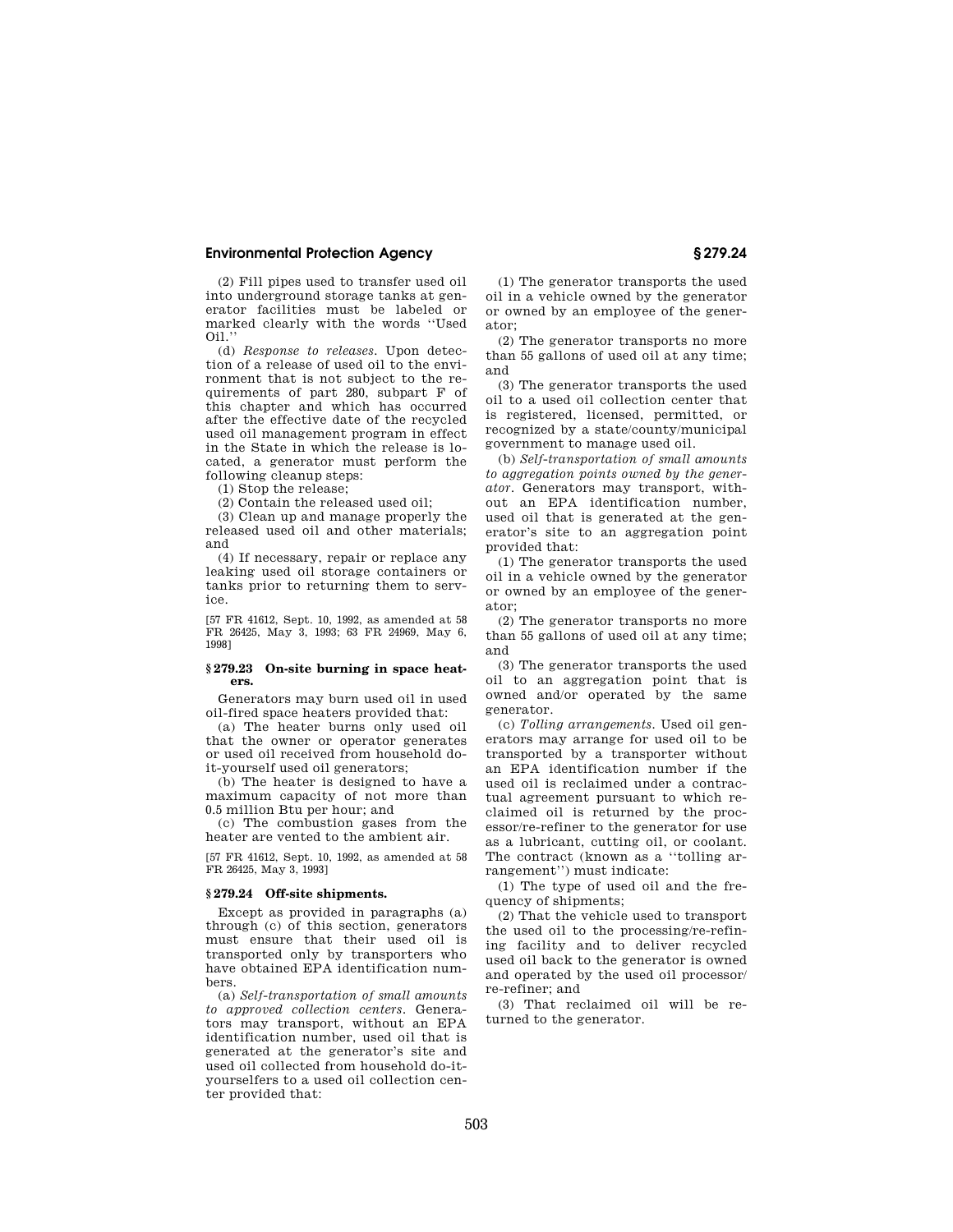(2) Fill pipes used to transfer used oil into underground storage tanks at generator facilities must be labeled or marked clearly with the words "Used Oil."

(d) *Response to releases*. Upon detection of a release of used oil to the environment that is not subject to the requirements of part 280, subpart F of this chapter and which has occurred after the effective date of the recycled used oil management program in effect in the State in which the release is located, a generator must perform the following cleanup steps:

(1) Stop the release;

(2) Contain the released used oil;

(3) Clean up and manage properly the released used oil and other materials; and

(4) If necessary, repair or replace any leaking used oil storage containers or tanks prior to returning them to service.

[57 FR 41612, Sept. 10, 1992, as amended at 58 FR 26425, May 3, 1993; 63 FR 24969, May 6, 1998]

### § 279.23 On-site burning in space heaters.

Generators may burn used oil in used oil-fired space heaters provided that:

(a) The heater burns only used oil that the owner or operator generates or used oil received from household do-it-yourself used oil generators;

(b) The heater is designed to have a maximum capacity of not more than 0.5 million Btu per hour; and

(c) The combustion gases from the heater are vented to the ambient air.

[57 FR 41612, Sept. 10, 1992, as amended at 58 FR 26425, May 3, 1993]

### § 279.24 Off-site shipments.

Except as provided in paragraphs (a) through (c) of this section, generators must ensure that their used oil is transported only by transporters who have obtained EPA identification numbers.

(a) *Self-transportation of small amounts to approved collection centers*. Generators may transport, without an EPA identification number, used oil that is generated at the generator's site and used oil collected from household do-it-yourselfers to a used oil collection center provided that:

(1) The generator transports the used oil in a vehicle owned by the generator or owned by an employee of the generator;

(2) The generator transports no more than 55 gallons of used oil at any time; and

(3) The generator transports the used oil to a used oil collection center that is registered, licensed, permitted, or recognized by a state/county/municipal government to manage used oil.

(b) *Self-transportation of small amounts to aggregation points owned by the generator*. Generators may transport, without an EPA identification number, used oil that is generated at the generator's site to an aggregation point provided that:

(1) The generator transports the used oil in a vehicle owned by the generator or owned by an employee of the generator;

(2) The generator transports no more than 55 gallons of used oil at any time; and

(3) The generator transports the used oil to an aggregation point that is owned and/or operated by the same generator.

(c) *Tolling arrangements*. Used oil generators may arrange for used oil to be transported by a transporter without an EPA identification number if the used oil is reclaimed under a contractual agreement pursuant to which reclaimed oil is returned by the processor/re-refiner to the generator for use as a lubricant, cutting oil, or coolant. The contract (known as a "tolling arrangement") must indicate:

(1) The type of used oil and the frequency of shipments;

(2) That the vehicle used to transport the used oil to the processing/re-refining facility and to deliver recycled used oil back to the generator is owned and operated by the used oil processor/re-refiner; and

(3) That reclaimed oil will be returned to the generator.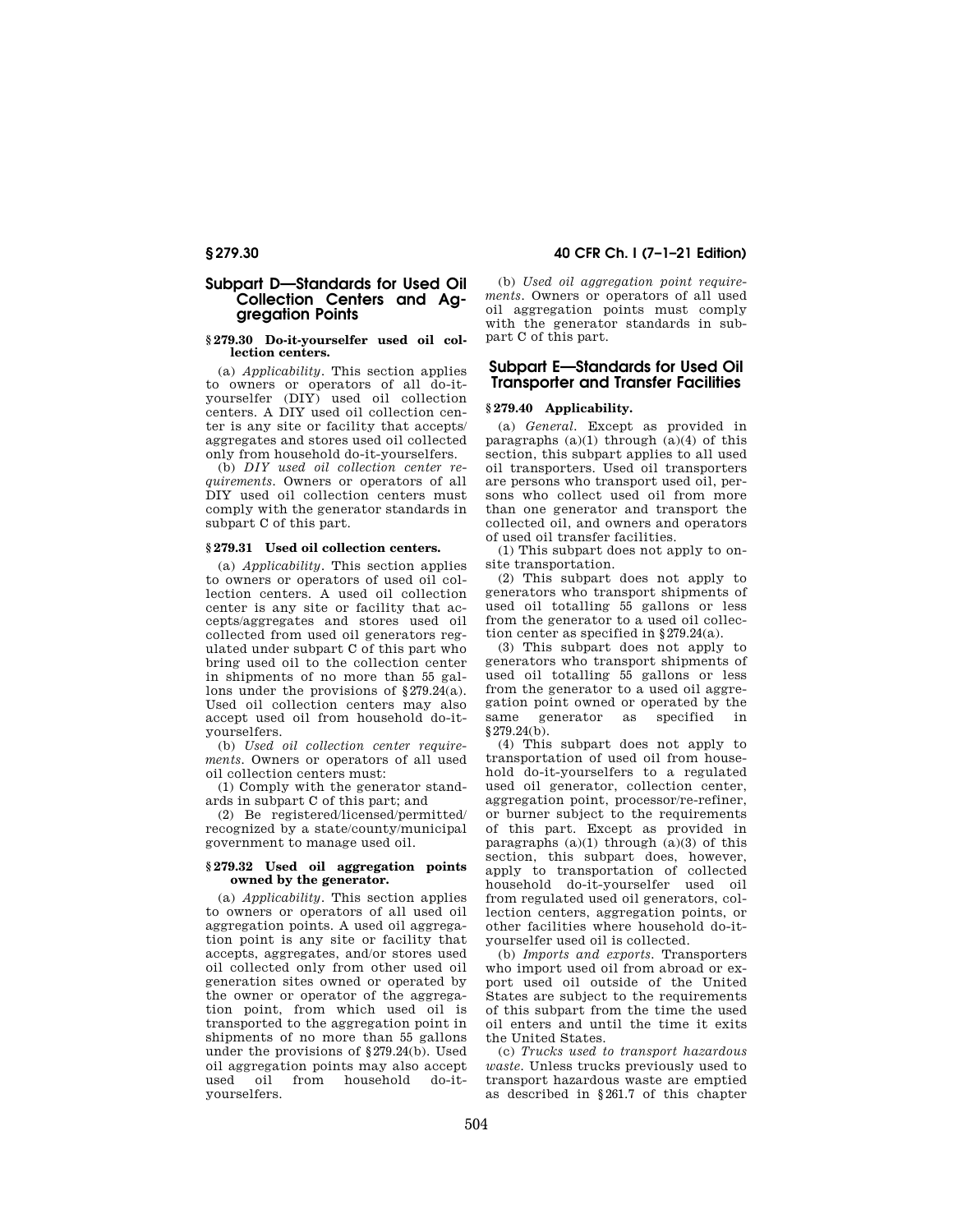## Subpart D—Standards for Used Oil Collection Centers and Aggregation Points

### § 279.30 Do-it-yourselfer used oil collection centers.

(a) *Applicability.* This section applies to owners or operators of all do-it-yourselfer (DIY) used oil collection centers. A DIY used oil collection center is any site or facility that accepts/aggregates and stores used oil collected only from household do-it-yourselfers.

(b) *DIY used oil collection center requirements.* Owners or operators of all DIY used oil collection centers must comply with the generator standards in subpart C of this part.

### § 279.31 Used oil collection centers.

(a) *Applicability.* This section applies to owners or operators of used oil collection centers. A used oil collection center is any site or facility that accepts/aggregates and stores used oil collected from used oil generators regulated under subpart C of this part who bring used oil to the collection center in shipments of no more than 55 gallons under the provisions of §279.24(a). Used oil collection centers may also accept used oil from household do-it-yourselfers.

(b) *Used oil collection center requirements.* Owners or operators of all used oil collection centers must:

(1) Comply with the generator standards in subpart C of this part; and

(2) Be registered/licensed/permitted/recognized by a state/county/municipal government to manage used oil.

### § 279.32 Used oil aggregation points owned by the generator.

(a) *Applicability.* This section applies to owners or operators of all used oil aggregation points. A used oil aggregation point is any site or facility that accepts, aggregates, and/or stores used oil collected only from other used oil generation sites owned or operated by the owner or operator of the aggregation point, from which used oil is transported to the aggregation point in shipments of no more than 55 gallons under the provisions of §279.24(b). Used oil aggregation points may also accept used oil from household do-it-yourselfers.

(b) *Used oil aggregation point requirements.* Owners or operators of all used oil aggregation points must comply with the generator standards in subpart C of this part.

## Subpart E—Standards for Used Oil Transporter and Transfer Facilities

### § 279.40 Applicability.

(a) *General.* Except as provided in paragraphs (a)(1) through (a)(4) of this section, this subpart applies to all used oil transporters. Used oil transporters are persons who transport used oil, persons who collect used oil from more than one generator and transport the collected oil, and owners and operators of used oil transfer facilities.

(1) This subpart does not apply to onsite transportation.

(2) This subpart does not apply to generators who transport shipments of used oil totalling 55 gallons or less from the generator to a used oil collection center as specified in §279.24(a).

(3) This subpart does not apply to generators who transport shipments of used oil totalling 55 gallons or less from the generator to a used oil aggregation point owned or operated by the same generator as specified in §279.24(b).

(4) This subpart does not apply to transportation of used oil from household do-it-yourselfers to a regulated used oil generator, collection center, aggregation point, processor/re-refiner, or burner subject to the requirements of this part. Except as provided in paragraphs (a)(1) through (a)(3) of this section, this subpart does, however, apply to transportation of collected household do-it-yourselfer used oil from regulated used oil generators, collection centers, aggregation points, or other facilities where household do-it-yourselfer used oil is collected.

(b) *Imports and exports.* Transporters who import used oil from abroad or export used oil outside of the United States are subject to the requirements of this subpart from the time the used oil enters and until the time it exits the United States.

(c) *Trucks used to transport hazardous waste.* Unless trucks previously used to transport hazardous waste are emptied as described in §261.7 of this chapter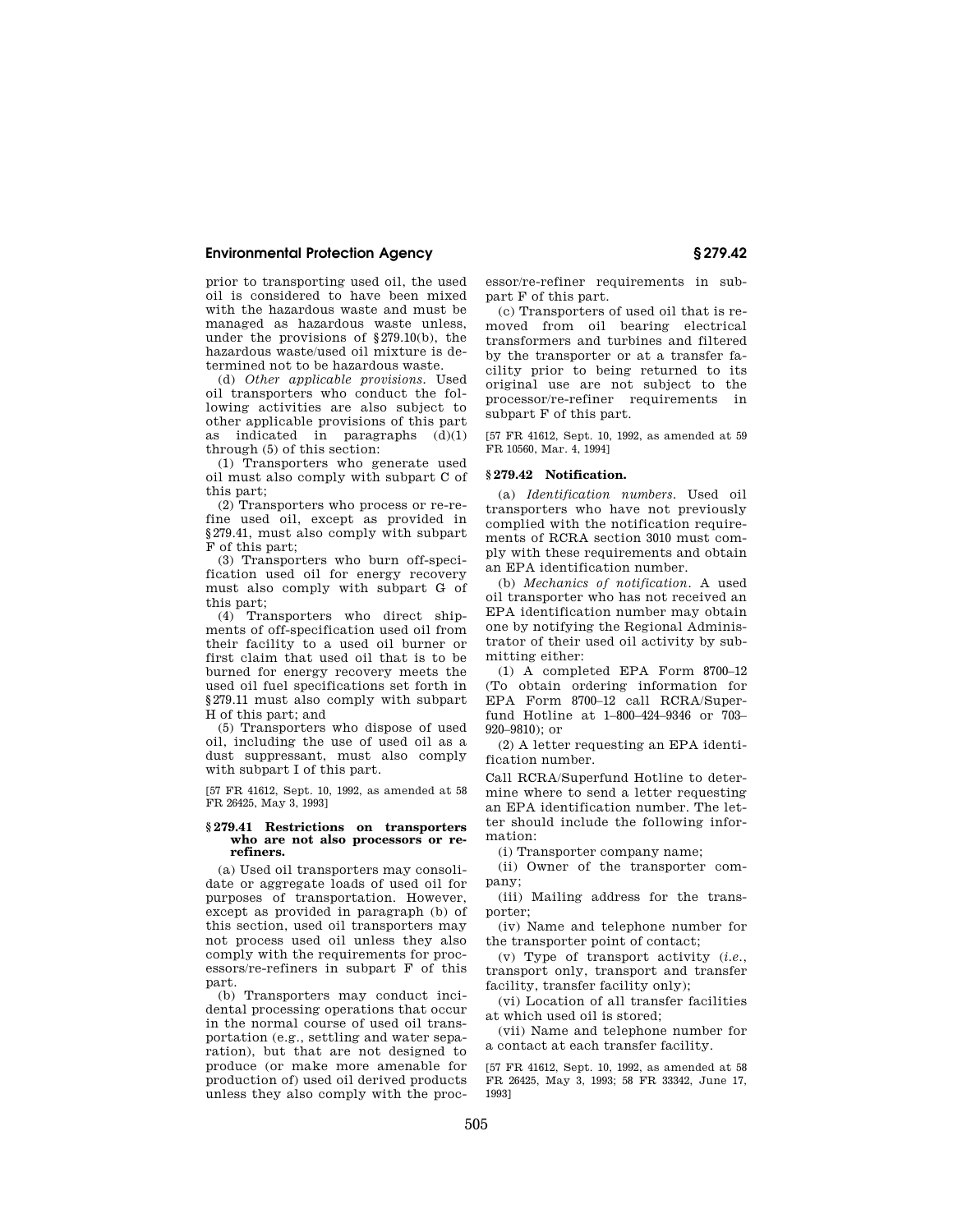prior to transporting used oil, the used oil is considered to have been mixed with the hazardous waste and must be managed as hazardous waste unless, under the provisions of §279.10(b), the hazardous waste/used oil mixture is determined not to be hazardous waste.

(d) *Other applicable provisions.* Used oil transporters who conduct the following activities are also subject to other applicable provisions of this part as indicated in paragraphs (d)(1) through (5) of this section:

(1) Transporters who generate used oil must also comply with subpart C of this part;

(2) Transporters who process or re-refine used oil, except as provided in §279.41, must also comply with subpart F of this part;

(3) Transporters who burn off-specification used oil for energy recovery must also comply with subpart G of this part;

(4) Transporters who direct shipments of off-specification used oil from their facility to a used oil burner or first claim that used oil that is to be burned for energy recovery meets the used oil fuel specifications set forth in §279.11 must also comply with subpart H of this part; and

(5) Transporters who dispose of used oil, including the use of used oil as a dust suppressant, must also comply with subpart I of this part.

[57 FR 41612, Sept. 10, 1992, as amended at 58 FR 26425, May 3, 1993]

### §279.41 Restrictions on transporters who are not also processors or re-refiners.

(a) Used oil transporters may consolidate or aggregate loads of used oil for purposes of transportation. However, except as provided in paragraph (b) of this section, used oil transporters may not process used oil unless they also comply with the requirements for processors/re-refiners in subpart F of this part.

(b) Transporters may conduct incidental processing operations that occur in the normal course of used oil transportation (e.g., settling and water separation), but that are not designed to produce (or make more amenable for production of) used oil derived products unless they also comply with the processor/re-refiner requirements in subpart F of this part.

(c) Transporters of used oil that is removed from oil bearing electrical transformers and turbines and filtered by the transporter or at a transfer facility prior to being returned to its original use are not subject to the processor/re-refiner requirements in subpart F of this part.

[57 FR 41612, Sept. 10, 1992, as amended at 59 FR 10560, Mar. 4, 1994]

### §279.42 Notification.

(a) *Identification numbers.* Used oil transporters who have not previously complied with the notification requirements of RCRA section 3010 must comply with these requirements and obtain an EPA identification number.

(b) *Mechanics of notification.* A used oil transporter who has not received an EPA identification number may obtain one by notifying the Regional Administrator of their used oil activity by submitting either:

(1) A completed EPA Form 8700–12 (To obtain ordering information for EPA Form 8700–12 call RCRA/Superfund Hotline at 1–800–424–9346 or 703–920–9810); or

(2) A letter requesting an EPA identification number.

Call RCRA/Superfund Hotline to determine where to send a letter requesting an EPA identification number. The letter should include the following information:

(i) Transporter company name;

(ii) Owner of the transporter company;

(iii) Mailing address for the transporter;

(iv) Name and telephone number for the transporter point of contact;

(v) Type of transport activity (*i.e.*, transport only, transport and transfer facility, transfer facility only);

(vi) Location of all transfer facilities at which used oil is stored;

(vii) Name and telephone number for a contact at each transfer facility.

[57 FR 41612, Sept. 10, 1992, as amended at 58 FR 26425, May 3, 1993; 58 FR 33342, June 17, 1993]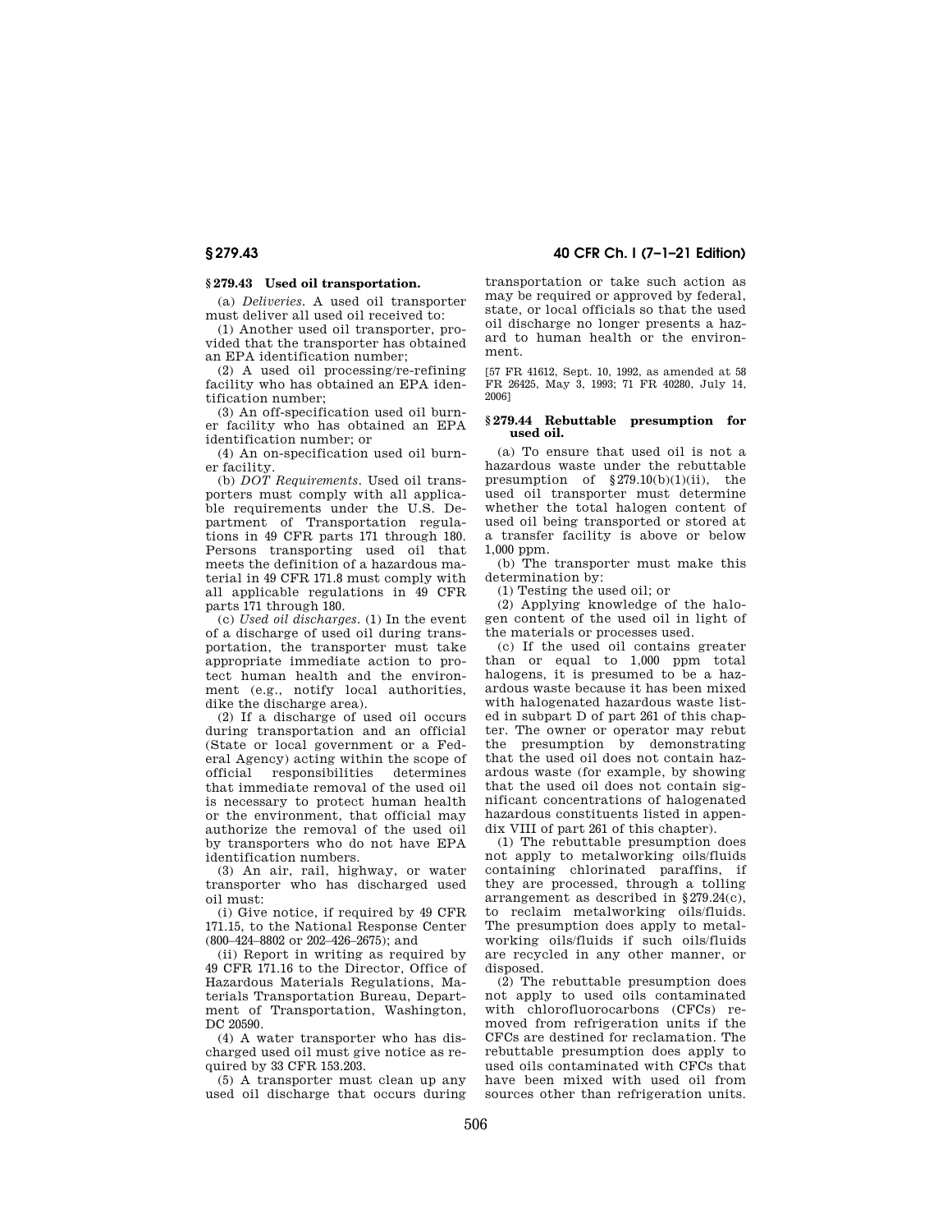## § 279.43 Used oil transportation.

(a) *Deliveries.* A used oil transporter must deliver all used oil received to:

(1) Another used oil transporter, provided that the transporter has obtained an EPA identification number;

(2) A used oil processing/re-refining facility who has obtained an EPA identification number;

(3) An off-specification used oil burner facility who has obtained an EPA identification number; or

(4) An on-specification used oil burner facility.

(b) *DOT Requirements.* Used oil transporters must comply with all applicable requirements under the U.S. Department of Transportation regulations in 49 CFR parts 171 through 180. Persons transporting used oil that meets the definition of a hazardous material in 49 CFR 171.8 must comply with all applicable regulations in 49 CFR parts 171 through 180.

(c) *Used oil discharges.* (1) In the event of a discharge of used oil during transportation, the transporter must take appropriate immediate action to protect human health and the environment (e.g., notify local authorities, dike the discharge area).

(2) If a discharge of used oil occurs during transportation and an official (State or local government or a Federal Agency) acting within the scope of official responsibilities determines that immediate removal of the used oil is necessary to protect human health or the environment, that official may authorize the removal of the used oil by transporters who do not have EPA identification numbers.

(3) An air, rail, highway, or water transporter who has discharged used oil must:

(i) Give notice, if required by 49 CFR 171.15, to the National Response Center (800–424–8802 or 202–426–2675); and

(ii) Report in writing as required by 49 CFR 171.16 to the Director, Office of Hazardous Materials Regulations, Materials Transportation Bureau, Department of Transportation, Washington, DC 20590.

(4) A water transporter who has discharged used oil must give notice as required by 33 CFR 153.203.

(5) A transporter must clean up any used oil discharge that occurs during transportation or take such action as may be required or approved by federal, state, or local officials so that the used oil discharge no longer presents a hazard to human health or the environment.

[57 FR 41612, Sept. 10, 1992, as amended at 58 FR 26425, May 3, 1993; 71 FR 40280, July 14, 2006]

## § 279.44 Rebuttable presumption for used oil.

(a) To ensure that used oil is not a hazardous waste under the rebuttable presumption of §279.10(b)(1)(ii), the used oil transporter must determine whether the total halogen content of used oil being transported or stored at a transfer facility is above or below 1,000 ppm.

(b) The transporter must make this determination by:

(1) Testing the used oil; or

(2) Applying knowledge of the halogen content of the used oil in light of the materials or processes used.

(c) If the used oil contains greater than or equal to 1,000 ppm total halogens, it is presumed to be a hazardous waste because it has been mixed with halogenated hazardous waste listed in subpart D of part 261 of this chapter. The owner or operator may rebut the presumption by demonstrating that the used oil does not contain hazardous waste (for example, by showing that the used oil does not contain significant concentrations of halogenated hazardous constituents listed in appendix VIII of part 261 of this chapter).

(1) The rebuttable presumption does not apply to metalworking oils/fluids containing chlorinated paraffins, if they are processed, through a tolling arrangement as described in §279.24(c), to reclaim metalworking oils/fluids. The presumption does apply to metalworking oils/fluids if such oils/fluids are recycled in any other manner, or disposed.

(2) The rebuttable presumption does not apply to used oils contaminated with chlorofluorocarbons (CFCs) removed from refrigeration units if the CFCs are destined for reclamation. The rebuttable presumption does apply to used oils contaminated with CFCs that have been mixed with used oil from sources other than refrigeration units.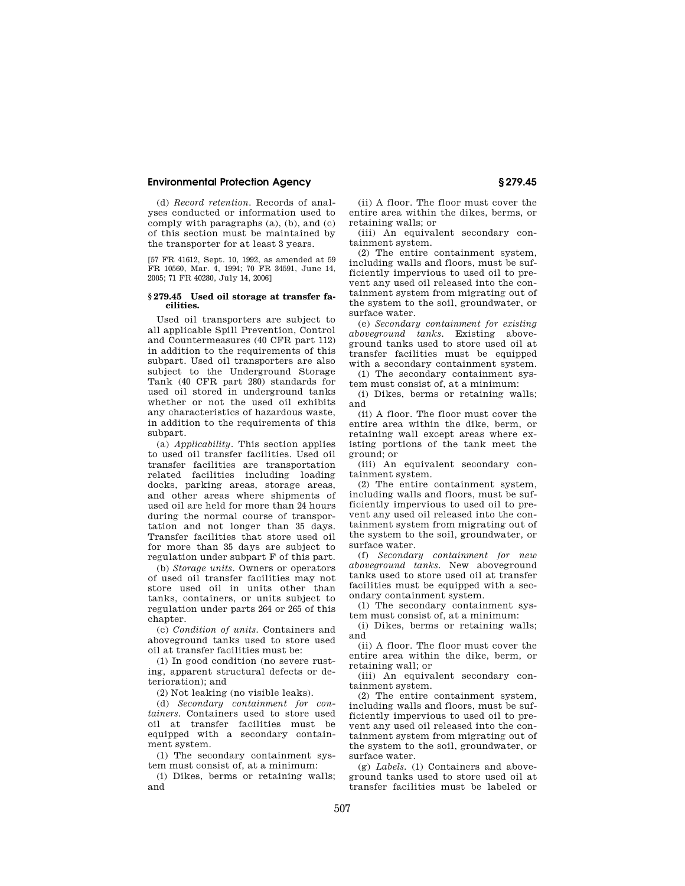(d) *Record retention*. Records of analyses conducted or information used to comply with paragraphs (a), (b), and (c) of this section must be maintained by the transporter for at least 3 years.

[57 FR 41612, Sept. 10, 1992, as amended at 59 FR 10560, Mar. 4, 1994; 70 FR 34591, June 14, 2005; 71 FR 40280, July 14, 2006]

### § 279.45 Used oil storage at transfer facilities.

Used oil transporters are subject to all applicable Spill Prevention, Control and Countermeasures (40 CFR part 112) in addition to the requirements of this subpart. Used oil transporters are also subject to the Underground Storage Tank (40 CFR part 280) standards for used oil stored in underground tanks whether or not the used oil exhibits any characteristics of hazardous waste, in addition to the requirements of this subpart.

(a) *Applicability*. This section applies to used oil transfer facilities. Used oil transfer facilities are transportation related facilities including loading docks, parking areas, storage areas, and other areas where shipments of used oil are held for more than 24 hours during the normal course of transportation and not longer than 35 days. Transfer facilities that store used oil for more than 35 days are subject to regulation under subpart F of this part.

(b) *Storage units*. Owners or operators of used oil transfer facilities may not store used oil in units other than tanks, containers, or units subject to regulation under parts 264 or 265 of this chapter.

(c) *Condition of units*. Containers and aboveground tanks used to store used oil at transfer facilities must be:

(1) In good condition (no severe rusting, apparent structural defects or deterioration); and

(2) Not leaking (no visible leaks).

(d) *Secondary containment for containers*. Containers used to store used oil at transfer facilities must be equipped with a secondary containment system.

(1) The secondary containment system must consist of, at a minimum:

(i) Dikes, berms or retaining walls; and

(ii) A floor. The floor must cover the entire area within the dikes, berms, or retaining walls; or

(iii) An equivalent secondary containment system.

(2) The entire containment system, including walls and floors, must be sufficiently impervious to used oil to prevent any used oil released into the containment system from migrating out of the system to the soil, groundwater, or surface water.

(e) *Secondary containment for existing aboveground tanks*. Existing aboveground tanks used to store used oil at transfer facilities must be equipped with a secondary containment system.

(1) The secondary containment system must consist of, at a minimum:

(i) Dikes, berms or retaining walls; and

(ii) A floor. The floor must cover the entire area within the dike, berm, or retaining wall except areas where existing portions of the tank meet the ground; or

(iii) An equivalent secondary containment system.

(2) The entire containment system, including walls and floors, must be sufficiently impervious to used oil to prevent any used oil released into the containment system from migrating out of the system to the soil, groundwater, or surface water.

(f) *Secondary containment for new aboveground tanks*. New aboveground tanks used to store used oil at transfer facilities must be equipped with a secondary containment system.

(1) The secondary containment system must consist of, at a minimum:

(i) Dikes, berms or retaining walls; and

(ii) A floor. The floor must cover the entire area within the dike, berm, or retaining wall; or

(iii) An equivalent secondary containment system.

(2) The entire containment system, including walls and floors, must be sufficiently impervious to used oil to prevent any used oil released into the containment system from migrating out of the system to the soil, groundwater, or surface water.

(g) *Labels*. (1) Containers and aboveground tanks used to store used oil at transfer facilities must be labeled or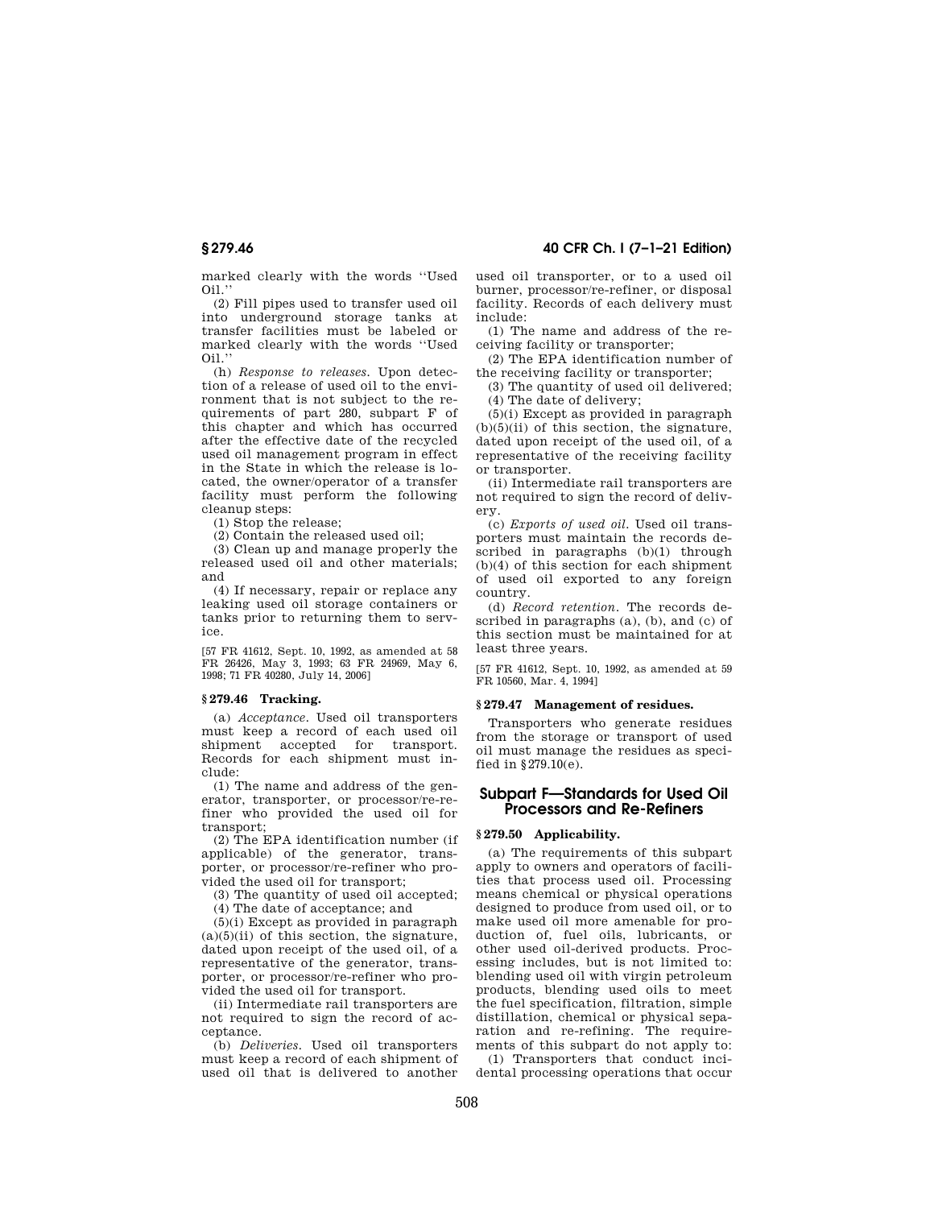marked clearly with the words ''Used Oil.''

(2) Fill pipes used to transfer used oil into underground storage tanks at transfer facilities must be labeled or marked clearly with the words ''Used Oil.''

(h) *Response to releases.* Upon detection of a release of used oil to the environment that is not subject to the requirements of part 280, subpart F of this chapter and which has occurred after the effective date of the recycled used oil management program in effect in the State in which the release is located, the owner/operator of a transfer facility must perform the following cleanup steps:

(1) Stop the release;

(2) Contain the released used oil;

(3) Clean up and manage properly the released used oil and other materials; and

(4) If necessary, repair or replace any leaking used oil storage containers or tanks prior to returning them to service.

[57 FR 41612, Sept. 10, 1992, as amended at 58 FR 26426, May 3, 1993; 63 FR 24969, May 6, 1998; 71 FR 40280, July 14, 2006]

### § 279.46 Tracking.

(a) *Acceptance.* Used oil transporters must keep a record of each used oil shipment accepted for transport. Records for each shipment must include:

(1) The name and address of the generator, transporter, or processor/re-refiner who provided the used oil for transport;

(2) The EPA identification number (if applicable) of the generator, transporter, or processor/re-refiner who provided the used oil for transport;

(3) The quantity of used oil accepted;

(4) The date of acceptance; and

(5)(i) Except as provided in paragraph (a)(5)(ii) of this section, the signature, dated upon receipt of the used oil, of a representative of the generator, transporter, or processor/re-refiner who provided the used oil for transport.

(ii) Intermediate rail transporters are not required to sign the record of acceptance.

(b) *Deliveries.* Used oil transporters must keep a record of each shipment of used oil that is delivered to another used oil transporter, or to a used oil burner, processor/re-refiner, or disposal facility. Records of each delivery must include:

(1) The name and address of the receiving facility or transporter;

(2) The EPA identification number of the receiving facility or transporter;

(3) The quantity of used oil delivered;

(4) The date of delivery;

(5)(i) Except as provided in paragraph (b)(5)(ii) of this section, the signature, dated upon receipt of the used oil, of a representative of the receiving facility or transporter.

(ii) Intermediate rail transporters are not required to sign the record of delivery.

(c) *Exports of used oil.* Used oil transporters must maintain the records described in paragraphs (b)(1) through (b)(4) of this section for each shipment of used oil exported to any foreign country.

(d) *Record retention.* The records described in paragraphs (a), (b), and (c) of this section must be maintained for at least three years.

[57 FR 41612, Sept. 10, 1992, as amended at 59 FR 10560, Mar. 4, 1994]

### § 279.47 Management of residues.

Transporters who generate residues from the storage or transport of used oil must manage the residues as specified in § 279.10(e).

## Subpart F—Standards for Used Oil Processors and Re-Refiners

### § 279.50 Applicability.

(a) The requirements of this subpart apply to owners and operators of facilities that process used oil. Processing means chemical or physical operations designed to produce from used oil, or to make used oil more amenable for production of, fuel oils, lubricants, or other used oil-derived products. Processing includes, but is not limited to: blending used oil with virgin petroleum products, blending used oils to meet the fuel specification, filtration, simple distillation, chemical or physical separation and re-refining. The requirements of this subpart do not apply to:

(1) Transporters that conduct incidental processing operations that occur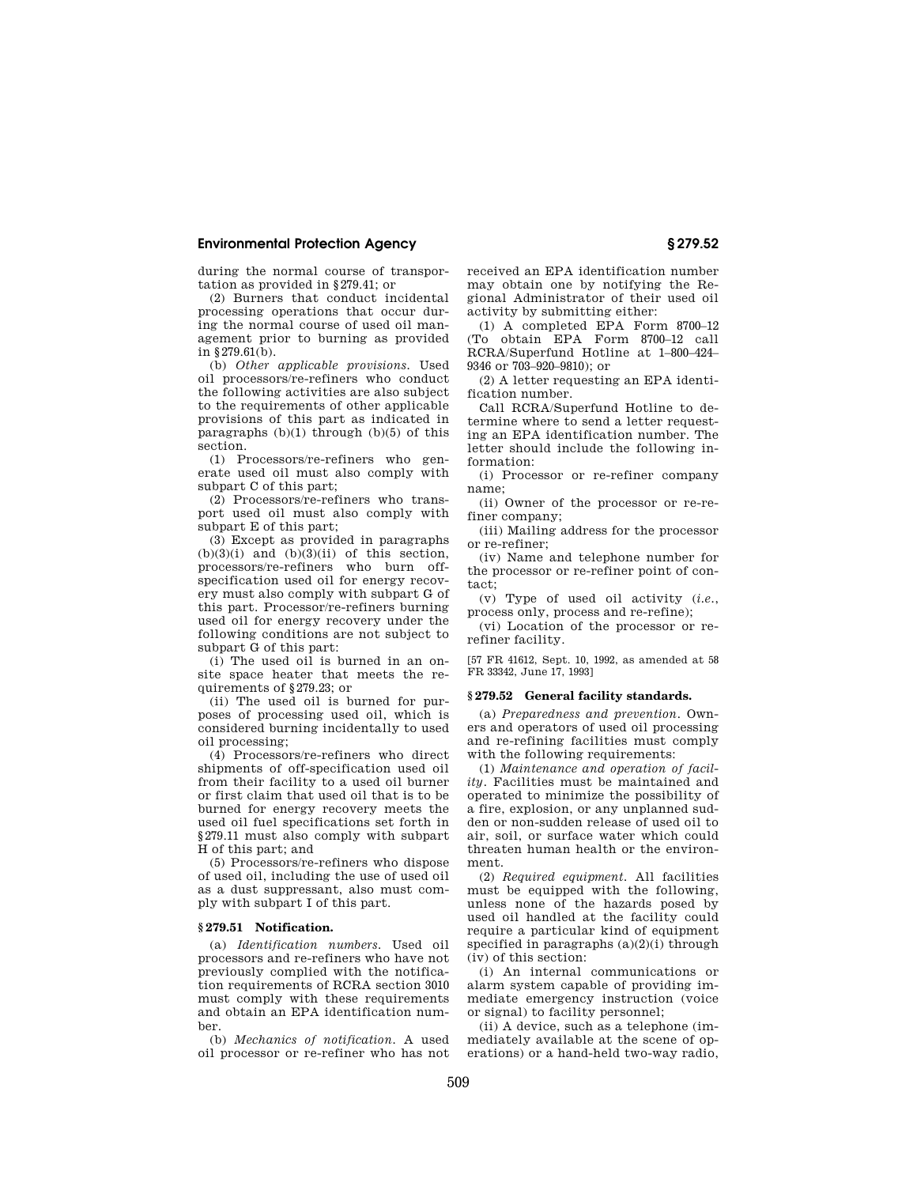during the normal course of transportation as provided in §279.41; or

(2) Burners that conduct incidental processing operations that occur during the normal course of used oil management prior to burning as provided in §279.61(b).

(b) *Other applicable provisions.* Used oil processors/re-refiners who conduct the following activities are also subject to the requirements of other applicable provisions of this part as indicated in paragraphs (b)(1) through (b)(5) of this section.

(1) Processors/re-refiners who generate used oil must also comply with subpart C of this part;

(2) Processors/re-refiners who transport used oil must also comply with subpart E of this part;

(3) Except as provided in paragraphs (b)(3)(i) and (b)(3)(ii) of this section, processors/re-refiners who burn off-specification used oil for energy recovery must also comply with subpart G of this part. Processor/re-refiners burning used oil for energy recovery under the following conditions are not subject to subpart G of this part:

(i) The used oil is burned in an on-site space heater that meets the requirements of §279.23; or

(ii) The used oil is burned for purposes of processing used oil, which is considered burning incidentally to used oil processing;

(4) Processors/re-refiners who direct shipments of off-specification used oil from their facility to a used oil burner or first claim that used oil that is to be burned for energy recovery meets the used oil fuel specifications set forth in §279.11 must also comply with subpart H of this part; and

(5) Processors/re-refiners who dispose of used oil, including the use of used oil as a dust suppressant, also must comply with subpart I of this part.

### §279.51 Notification.

(a) *Identification numbers.* Used oil processors and re-refiners who have not previously complied with the notification requirements of RCRA section 3010 must comply with these requirements and obtain an EPA identification number.

(b) *Mechanics of notification.* A used oil processor or re-refiner who has not received an EPA identification number may obtain one by notifying the Regional Administrator of their used oil activity by submitting either:

(1) A completed EPA Form 8700–12 (To obtain EPA Form 8700–12 call RCRA/Superfund Hotline at 1–800–424–9346 or 703–920–9810); or

(2) A letter requesting an EPA identification number.

Call RCRA/Superfund Hotline to determine where to send a letter requesting an EPA identification number. The letter should include the following information:

(i) Processor or re-refiner company name;

(ii) Owner of the processor or re-refiner company;

(iii) Mailing address for the processor or re-refiner;

(iv) Name and telephone number for the processor or re-refiner point of contact;

(v) Type of used oil activity (*i.e.*, process only, process and re-refine);

(vi) Location of the processor or re-refiner facility.

[57 FR 41612, Sept. 10, 1992, as amended at 58 FR 33342, June 17, 1993]

### §279.52 General facility standards.

(a) *Preparedness and prevention.* Owners and operators of used oil processing and re-refining facilities must comply with the following requirements:

(1) *Maintenance and operation of facility.* Facilities must be maintained and operated to minimize the possibility of a fire, explosion, or any unplanned sudden or non-sudden release of used oil to air, soil, or surface water which could threaten human health or the environment.

(2) *Required equipment.* All facilities must be equipped with the following, unless none of the hazards posed by used oil handled at the facility could require a particular kind of equipment specified in paragraphs (a)(2)(i) through (iv) of this section:

(i) An internal communications or alarm system capable of providing immediate emergency instruction (voice or signal) to facility personnel;

(ii) A device, such as a telephone (immediately available at the scene of operations) or a hand-held two-way radio,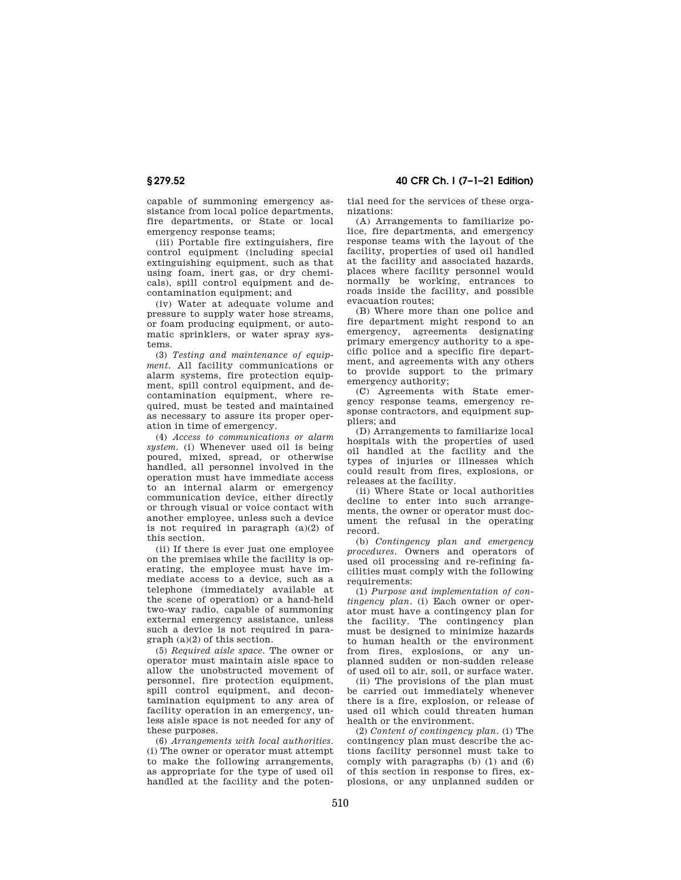capable of summoning emergency assistance from local police departments, fire departments, or State or local emergency response teams;

(iii) Portable fire extinguishers, fire control equipment (including special extinguishing equipment, such as that using foam, inert gas, or dry chemicals), spill control equipment and decontamination equipment; and

(iv) Water at adequate volume and pressure to supply water hose streams, or foam producing equipment, or automatic sprinklers, or water spray systems.

(3) *Testing and maintenance of equipment.* All facility communications or alarm systems, fire protection equipment, spill control equipment, and decontamination equipment, where required, must be tested and maintained as necessary to assure its proper operation in time of emergency.

(4) *Access to communications or alarm system.* (i) Whenever used oil is being poured, mixed, spread, or otherwise handled, all personnel involved in the operation must have immediate access to an internal alarm or emergency communication device, either directly or through visual or voice contact with another employee, unless such a device is not required in paragraph (a)(2) of this section.

(ii) If there is ever just one employee on the premises while the facility is operating, the employee must have immediate access to a device, such as a telephone (immediately available at the scene of operation) or a hand-held two-way radio, capable of summoning external emergency assistance, unless such a device is not required in paragraph (a)(2) of this section.

(5) *Required aisle space.* The owner or operator must maintain aisle space to allow the unobstructed movement of personnel, fire protection equipment, spill control equipment, and decontamination equipment to any area of facility operation in an emergency, unless aisle space is not needed for any of these purposes.

(6) *Arrangements with local authorities.* (i) The owner or operator must attempt to make the following arrangements, as appropriate for the type of used oil handled at the facility and the potential need for the services of these organizations:

(A) Arrangements to familiarize police, fire departments, and emergency response teams with the layout of the facility, properties of used oil handled at the facility and associated hazards, places where facility personnel would normally be working, entrances to roads inside the facility, and possible evacuation routes;

(B) Where more than one police and fire department might respond to an emergency, agreements designating primary emergency authority to a specific police and a specific fire department, and agreements with any others to provide support to the primary emergency authority;

(C) Agreements with State emergency response teams, emergency response contractors, and equipment suppliers; and

(D) Arrangements to familiarize local hospitals with the properties of used oil handled at the facility and the types of injuries or illnesses which could result from fires, explosions, or releases at the facility.

(ii) Where State or local authorities decline to enter into such arrangements, the owner or operator must document the refusal in the operating record.

(b) *Contingency plan and emergency procedures.* Owners and operators of used oil processing and re-refining facilities must comply with the following requirements:

(1) *Purpose and implementation of contingency plan.* (i) Each owner or operator must have a contingency plan for the facility. The contingency plan must be designed to minimize hazards to human health or the environment from fires, explosions, or any unplanned sudden or non-sudden release of used oil to air, soil, or surface water.

(ii) The provisions of the plan must be carried out immediately whenever there is a fire, explosion, or release of used oil which could threaten human health or the environment.

(2) *Content of contingency plan.* (i) The contingency plan must describe the actions facility personnel must take to comply with paragraphs (b) (1) and (6) of this section in response to fires, explosions, or any unplanned sudden or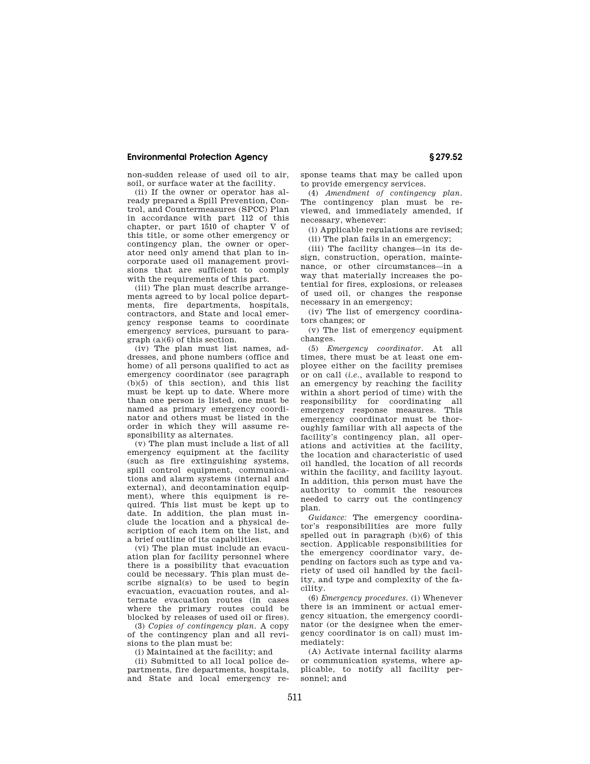non-sudden release of used oil to air, soil, or surface water at the facility.

(ii) If the owner or operator has already prepared a Spill Prevention, Control, and Countermeasures (SPCC) Plan in accordance with part 112 of this chapter, or part 1510 of chapter V of this title, or some other emergency or contingency plan, the owner or operator need only amend that plan to incorporate used oil management provisions that are sufficient to comply with the requirements of this part.

(iii) The plan must describe arrangements agreed to by local police departments, fire departments, hospitals, contractors, and State and local emergency response teams to coordinate emergency services, pursuant to paragraph (a)(6) of this section.

(iv) The plan must list names, addresses, and phone numbers (office and home) of all persons qualified to act as emergency coordinator (see paragraph (b)(5) of this section), and this list must be kept up to date. Where more than one person is listed, one must be named as primary emergency coordinator and others must be listed in the order in which they will assume responsibility as alternates.

(v) The plan must include a list of all emergency equipment at the facility (such as fire extinguishing systems, spill control equipment, communications and alarm systems (internal and external), and decontamination equipment), where this equipment is required. This list must be kept up to date. In addition, the plan must include the location and a physical description of each item on the list, and a brief outline of its capabilities.

(vi) The plan must include an evacuation plan for facility personnel where there is a possibility that evacuation could be necessary. This plan must describe signal(s) to be used to begin evacuation, evacuation routes, and alternate evacuation routes (in cases where the primary routes could be blocked by releases of used oil or fires).

(3) *Copies of contingency plan.* A copy of the contingency plan and all revisions to the plan must be:

(i) Maintained at the facility; and

(ii) Submitted to all local police departments, fire departments, hospitals, and State and local emergency response teams that may be called upon to provide emergency services.

(4) *Amendment of contingency plan.* The contingency plan must be reviewed, and immediately amended, if necessary, whenever:

(i) Applicable regulations are revised;

(ii) The plan fails in an emergency;

(iii) The facility changes—in its design, construction, operation, maintenance, or other circumstances—in a way that materially increases the potential for fires, explosions, or releases of used oil, or changes the response necessary in an emergency;

(iv) The list of emergency coordinators changes; or

(v) The list of emergency equipment changes.

(5) *Emergency coordinator.* At all times, there must be at least one employee either on the facility premises or on call (*i.e.*, available to respond to an emergency by reaching the facility within a short period of time) with the responsibility for coordinating all emergency response measures. This emergency coordinator must be thoroughly familiar with all aspects of the facility's contingency plan, all operations and activities at the facility, the location and characteristic of used oil handled, the location of all records within the facility, and facility layout. In addition, this person must have the authority to commit the resources needed to carry out the contingency plan.

*Guidance:* The emergency coordinator's responsibilities are more fully spelled out in paragraph (b)(6) of this section. Applicable responsibilities for the emergency coordinator vary, depending on factors such as type and variety of used oil handled by the facility, and type and complexity of the facility.

(6) *Emergency procedures.* (i) Whenever there is an imminent or actual emergency situation, the emergency coordinator (or the designee when the emergency coordinator is on call) must immediately:

(A) Activate internal facility alarms or communication systems, where applicable, to notify all facility personnel; and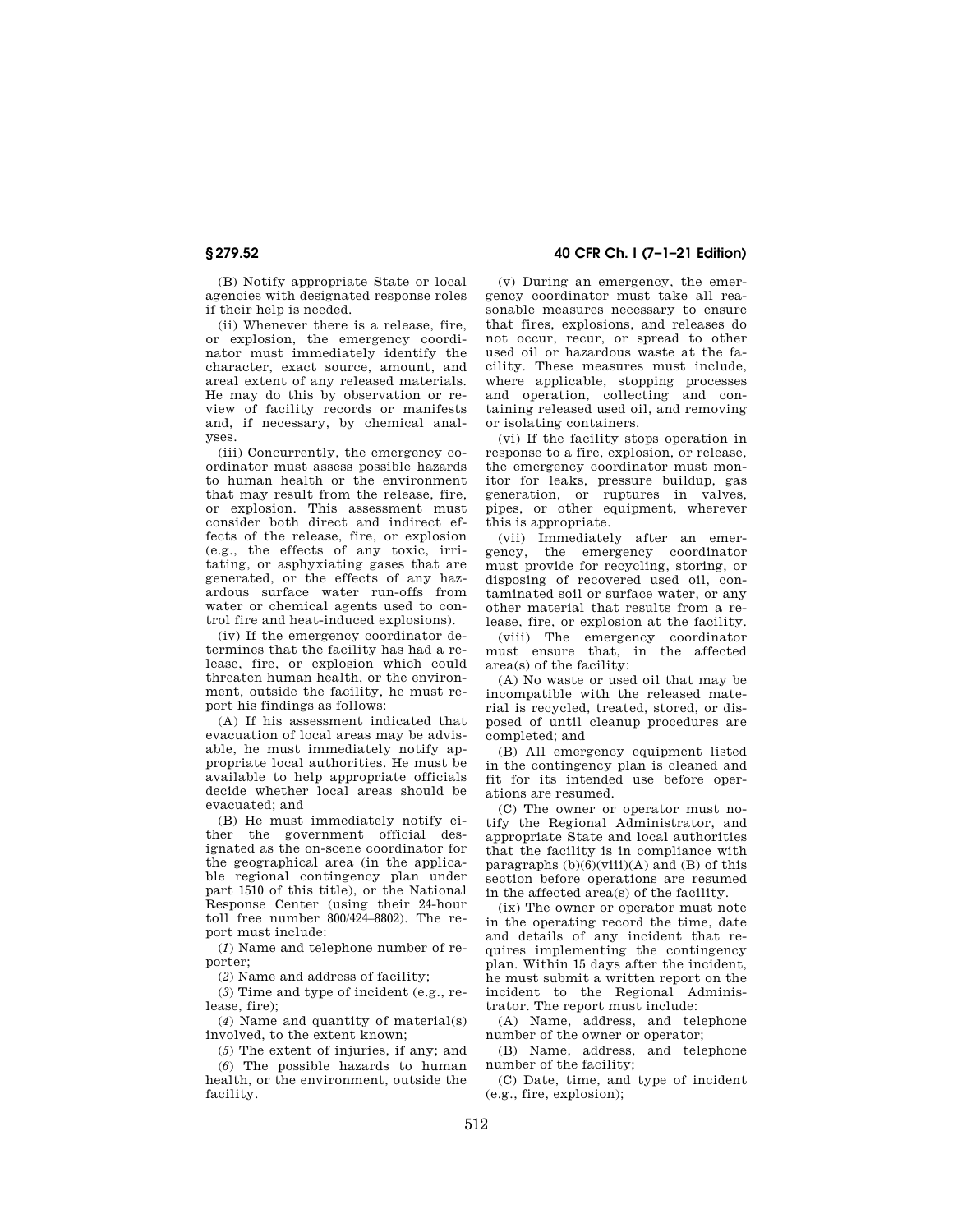(B) Notify appropriate State or local agencies with designated response roles if their help is needed.

(ii) Whenever there is a release, fire, or explosion, the emergency coordinator must immediately identify the character, exact source, amount, and areal extent of any released materials. He may do this by observation or review of facility records or manifests and, if necessary, by chemical analyses.

(iii) Concurrently, the emergency coordinator must assess possible hazards to human health or the environment that may result from the release, fire, or explosion. This assessment must consider both direct and indirect effects of the release, fire, or explosion (e.g., the effects of any toxic, irritating, or asphyxiating gases that are generated, or the effects of any hazardous surface water run-offs from water or chemical agents used to control fire and heat-induced explosions).

(iv) If the emergency coordinator determines that the facility has had a release, fire, or explosion which could threaten human health, or the environment, outside the facility, he must report his findings as follows:

(A) If his assessment indicated that evacuation of local areas may be advisable, he must immediately notify appropriate local authorities. He must be available to help appropriate officials decide whether local areas should be evacuated; and

(B) He must immediately notify either the government official designated as the on-scene coordinator for the geographical area (in the applicable regional contingency plan under part 1510 of this title), or the National Response Center (using their 24-hour toll free number 800/424–8802). The report must include:

(*1*) Name and telephone number of reporter;

(*2*) Name and address of facility;

(*3*) Time and type of incident (e.g., release, fire);

(*4*) Name and quantity of material(s) involved, to the extent known;

(*5*) The extent of injuries, if any; and

(*6*) The possible hazards to human health, or the environment, outside the facility.

(v) During an emergency, the emergency coordinator must take all reasonable measures necessary to ensure that fires, explosions, and releases do not occur, recur, or spread to other used oil or hazardous waste at the facility. These measures must include, where applicable, stopping processes and operation, collecting and containing released used oil, and removing or isolating containers.

(vi) If the facility stops operation in response to a fire, explosion, or release, the emergency coordinator must monitor for leaks, pressure buildup, gas generation, or ruptures in valves, pipes, or other equipment, wherever this is appropriate.

(vii) Immediately after an emergency, the emergency coordinator must provide for recycling, storing, or disposing of recovered used oil, contaminated soil or surface water, or any other material that results from a release, fire, or explosion at the facility.

(viii) The emergency coordinator must ensure that, in the affected area(s) of the facility:

(A) No waste or used oil that may be incompatible with the released material is recycled, treated, stored, or disposed of until cleanup procedures are completed; and

(B) All emergency equipment listed in the contingency plan is cleaned and fit for its intended use before operations are resumed.

(C) The owner or operator must notify the Regional Administrator, and appropriate State and local authorities that the facility is in compliance with paragraphs (b)(6)(viii)(A) and (B) of this section before operations are resumed in the affected area(s) of the facility.

(ix) The owner or operator must note in the operating record the time, date and details of any incident that requires implementing the contingency plan. Within 15 days after the incident, he must submit a written report on the incident to the Regional Administrator. The report must include:

(A) Name, address, and telephone number of the owner or operator;

(B) Name, address, and telephone number of the facility;

(C) Date, time, and type of incident (e.g., fire, explosion);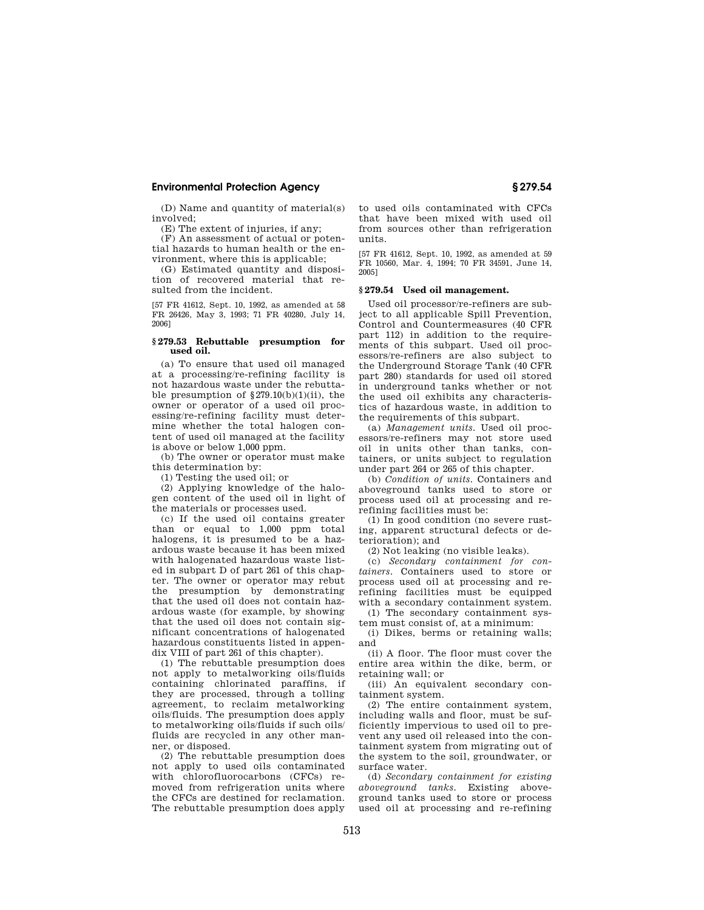(D) Name and quantity of material(s) involved;

(E) The extent of injuries, if any;

(F) An assessment of actual or potential hazards to human health or the environment, where this is applicable;

(G) Estimated quantity and disposition of recovered material that resulted from the incident.

[57 FR 41612, Sept. 10, 1992, as amended at 58 FR 26426, May 3, 1993; 71 FR 40280, July 14, 2006]

### § 279.53 Rebuttable presumption for used oil.

(a) To ensure that used oil managed at a processing/re-refining facility is not hazardous waste under the rebuttable presumption of §279.10(b)(1)(ii), the owner or operator of a used oil processing/re-refining facility must determine whether the total halogen content of used oil managed at the facility is above or below 1,000 ppm.

(b) The owner or operator must make this determination by:

(1) Testing the used oil; or

(2) Applying knowledge of the halogen content of the used oil in light of the materials or processes used.

(c) If the used oil contains greater than or equal to 1,000 ppm total halogens, it is presumed to be a hazardous waste because it has been mixed with halogenated hazardous waste listed in subpart D of part 261 of this chapter. The owner or operator may rebut the presumption by demonstrating that the used oil does not contain hazardous waste (for example, by showing that the used oil does not contain significant concentrations of halogenated hazardous constituents listed in appendix VIII of part 261 of this chapter).

(1) The rebuttable presumption does not apply to metalworking oils/fluids containing chlorinated paraffins, if they are processed, through a tolling agreement, to reclaim metalworking oils/fluids. The presumption does apply to metalworking oils/fluids if such oils/fluids are recycled in any other manner, or disposed.

(2) The rebuttable presumption does not apply to used oils contaminated with chlorofluorocarbons (CFCs) removed from refrigeration units where the CFCs are destined for reclamation. The rebuttable presumption does apply to used oils contaminated with CFCs that have been mixed with used oil from sources other than refrigeration units.

[57 FR 41612, Sept. 10, 1992, as amended at 59 FR 10560, Mar. 4, 1994; 70 FR 34591, June 14, 2005]

### § 279.54 Used oil management.

Used oil processor/re-refiners are subject to all applicable Spill Prevention, Control and Countermeasures (40 CFR part 112) in addition to the requirements of this subpart. Used oil processors/re-refiners are also subject to the Underground Storage Tank (40 CFR part 280) standards for used oil stored in underground tanks whether or not the used oil exhibits any characteristics of hazardous waste, in addition to the requirements of this subpart.

(a) *Management units.* Used oil processors/re-refiners may not store used oil in units other than tanks, containers, or units subject to regulation under part 264 or 265 of this chapter.

(b) *Condition of units.* Containers and aboveground tanks used to store or process used oil at processing and re-refining facilities must be:

(1) In good condition (no severe rusting, apparent structural defects or deterioration); and

(2) Not leaking (no visible leaks).

(c) *Secondary containment for containers.* Containers used to store or process used oil at processing and re-refining facilities must be equipped with a secondary containment system.

(1) The secondary containment system must consist of, at a minimum:

(i) Dikes, berms or retaining walls; and

(ii) A floor. The floor must cover the entire area within the dike, berm, or retaining wall; or

(iii) An equivalent secondary containment system.

(2) The entire containment system, including walls and floor, must be sufficiently impervious to used oil to prevent any used oil released into the containment system from migrating out of the system to the soil, groundwater, or surface water.

(d) *Secondary containment for existing aboveground tanks.* Existing aboveground tanks used to store or process used oil at processing and re-refining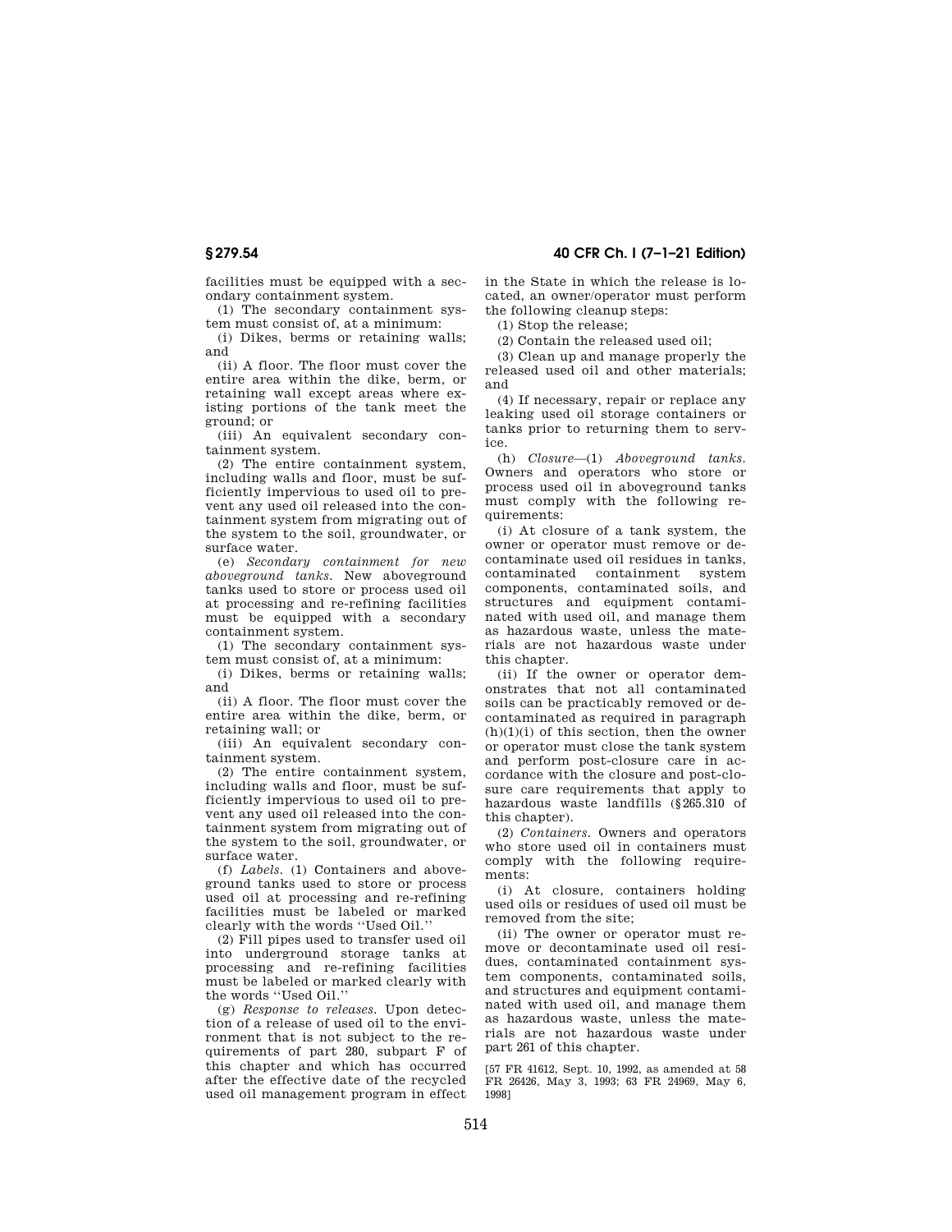facilities must be equipped with a secondary containment system.

(1) The secondary containment system must consist of, at a minimum:

(i) Dikes, berms or retaining walls; and

(ii) A floor. The floor must cover the entire area within the dike, berm, or retaining wall except areas where existing portions of the tank meet the ground; or

(iii) An equivalent secondary containment system.

(2) The entire containment system, including walls and floor, must be sufficiently impervious to used oil to prevent any used oil released into the containment system from migrating out of the system to the soil, groundwater, or surface water.

(e) *Secondary containment for new aboveground tanks.* New aboveground tanks used to store or process used oil at processing and re-refining facilities must be equipped with a secondary containment system.

(1) The secondary containment system must consist of, at a minimum:

(i) Dikes, berms or retaining walls; and

(ii) A floor. The floor must cover the entire area within the dike, berm, or retaining wall; or

(iii) An equivalent secondary containment system.

(2) The entire containment system, including walls and floor, must be sufficiently impervious to used oil to prevent any used oil released into the containment system from migrating out of the system to the soil, groundwater, or surface water.

(f) *Labels.* (1) Containers and aboveground tanks used to store or process used oil at processing and re-refining facilities must be labeled or marked clearly with the words ''Used Oil.''

(2) Fill pipes used to transfer used oil into underground storage tanks at processing and re-refining facilities must be labeled or marked clearly with the words ''Used Oil.''

(g) *Response to releases.* Upon detection of a release of used oil to the environment that is not subject to the requirements of part 280, subpart F of this chapter and which has occurred after the effective date of the recycled used oil management program in effect in the State in which the release is located, an owner/operator must perform the following cleanup steps:

(1) Stop the release;

(2) Contain the released used oil;

(3) Clean up and manage properly the released used oil and other materials; and

(4) If necessary, repair or replace any leaking used oil storage containers or tanks prior to returning them to service.

(h) *Closure*—(1) *Aboveground tanks.* Owners and operators who store or process used oil in aboveground tanks must comply with the following requirements:

(i) At closure of a tank system, the owner or operator must remove or decontaminate used oil residues in tanks, contaminated containment system components, contaminated soils, and structures and equipment contaminated with used oil, and manage them as hazardous waste, unless the materials are not hazardous waste under this chapter.

(ii) If the owner or operator demonstrates that not all contaminated soils can be practicably removed or decontaminated as required in paragraph (h)(1)(i) of this section, then the owner or operator must close the tank system and perform post-closure care in accordance with the closure and post-closure care requirements that apply to hazardous waste landfills (§265.310 of this chapter).

(2) *Containers.* Owners and operators who store used oil in containers must comply with the following requirements:

(i) At closure, containers holding used oils or residues of used oil must be removed from the site;

(ii) The owner or operator must remove or decontaminate used oil residues, contaminated containment system components, contaminated soils, and structures and equipment contaminated with used oil, and manage them as hazardous waste, unless the materials are not hazardous waste under part 261 of this chapter.

[57 FR 41612, Sept. 10, 1992, as amended at 58 FR 26426, May 3, 1993; 63 FR 24969, May 6, 1998]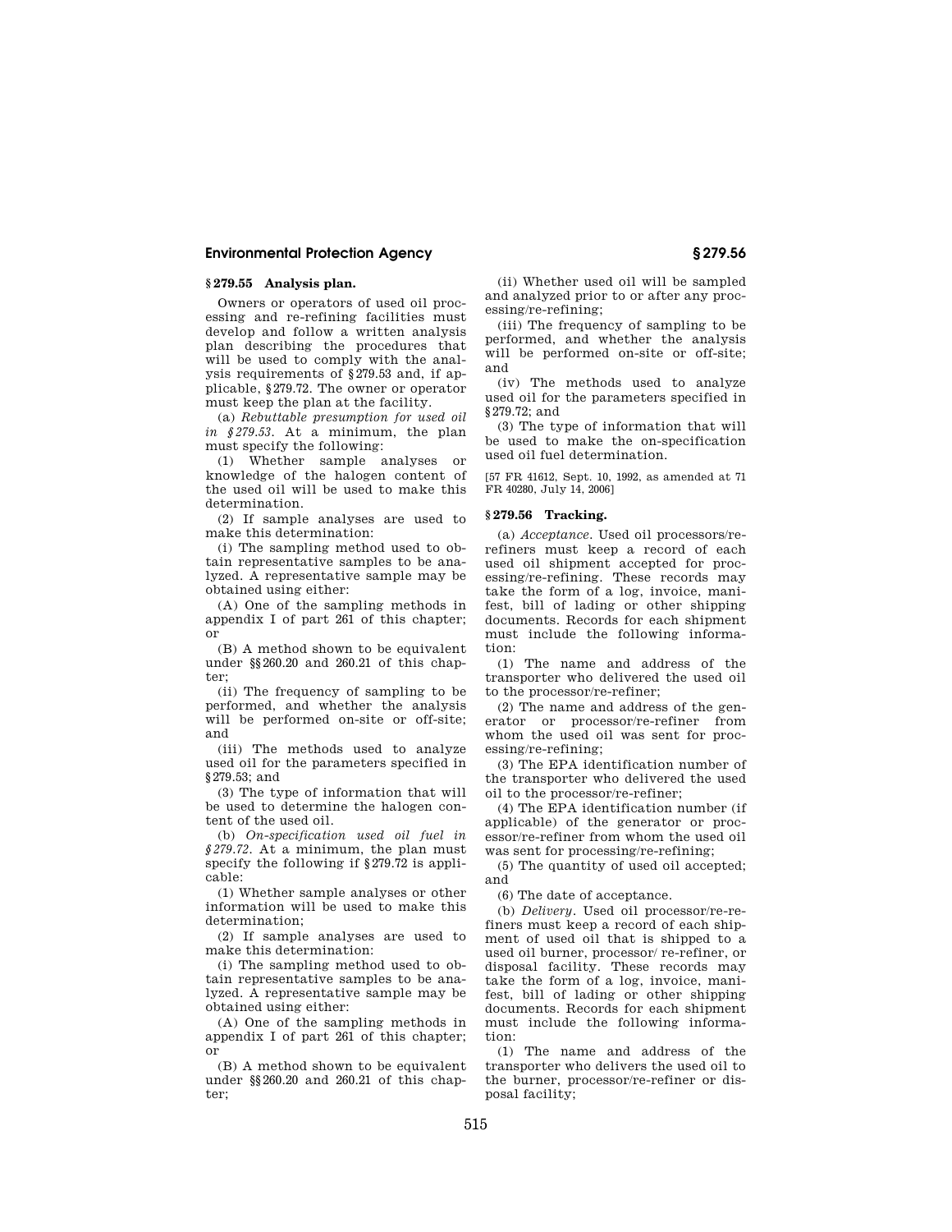## § 279.55 Analysis plan.

Owners or operators of used oil processing and re-refining facilities must develop and follow a written analysis plan describing the procedures that will be used to comply with the analysis requirements of § 279.53 and, if applicable, § 279.72. The owner or operator must keep the plan at the facility.

(a) *Rebuttable presumption for used oil in § 279.53*. At a minimum, the plan must specify the following:

(1) Whether sample analyses or knowledge of the halogen content of the used oil will be used to make this determination.

(2) If sample analyses are used to make this determination:

(i) The sampling method used to obtain representative samples to be analyzed. A representative sample may be obtained using either:

(A) One of the sampling methods in appendix I of part 261 of this chapter; or

(B) A method shown to be equivalent under §§ 260.20 and 260.21 of this chapter;

(ii) The frequency of sampling to be performed, and whether the analysis will be performed on-site or off-site; and

(iii) The methods used to analyze used oil for the parameters specified in § 279.53; and

(3) The type of information that will be used to determine the halogen content of the used oil.

(b) *On-specification used oil fuel in § 279.72*. At a minimum, the plan must specify the following if § 279.72 is applicable:

(1) Whether sample analyses or other information will be used to make this determination;

(2) If sample analyses are used to make this determination:

(i) The sampling method used to obtain representative samples to be analyzed. A representative sample may be obtained using either:

(A) One of the sampling methods in appendix I of part 261 of this chapter; or

(B) A method shown to be equivalent under §§ 260.20 and 260.21 of this chapter;

(ii) Whether used oil will be sampled and analyzed prior to or after any processing/re-refining;

(iii) The frequency of sampling to be performed, and whether the analysis will be performed on-site or off-site; and

(iv) The methods used to analyze used oil for the parameters specified in § 279.72; and

(3) The type of information that will be used to make the on-specification used oil fuel determination.

[57 FR 41612, Sept. 10, 1992, as amended at 71 FR 40280, July 14, 2006]

## § 279.56 Tracking.

(a) *Acceptance*. Used oil processors/re-refiners must keep a record of each used oil shipment accepted for processing/re-refining. These records may take the form of a log, invoice, manifest, bill of lading or other shipping documents. Records for each shipment must include the following information:

(1) The name and address of the transporter who delivered the used oil to the processor/re-refiner;

(2) The name and address of the generator or processor/re-refiner from whom the used oil was sent for processing/re-refining;

(3) The EPA identification number of the transporter who delivered the used oil to the processor/re-refiner;

(4) The EPA identification number (if applicable) of the generator or processor/re-refiner from whom the used oil was sent for processing/re-refining;

(5) The quantity of used oil accepted; and

(6) The date of acceptance.

(b) *Delivery*. Used oil processor/re-refiners must keep a record of each shipment of used oil that is shipped to a used oil burner, processor/ re-refiner, or disposal facility. These records may take the form of a log, invoice, manifest, bill of lading or other shipping documents. Records for each shipment must include the following information:

(1) The name and address of the transporter who delivers the used oil to the burner, processor/re-refiner or disposal facility;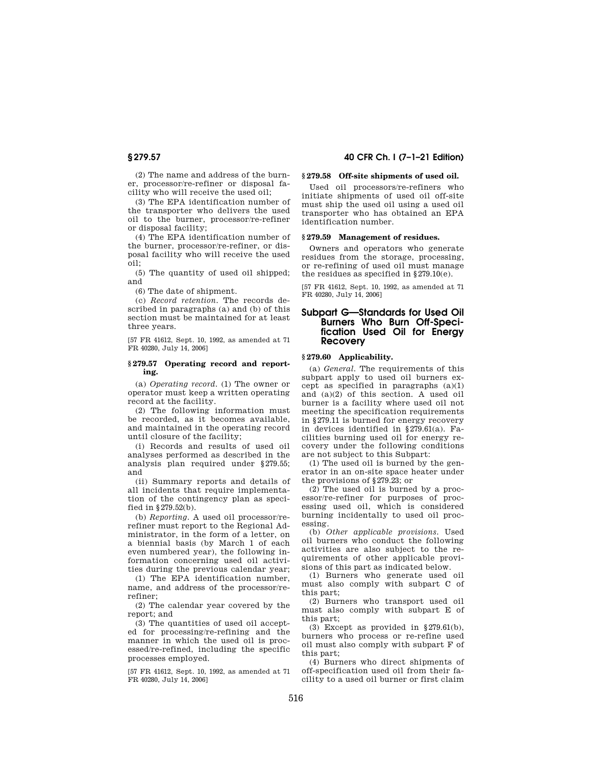(2) The name and address of the burner, processor/re-refiner or disposal facility who will receive the used oil;

(3) The EPA identification number of the transporter who delivers the used oil to the burner, processor/re-refiner or disposal facility;

(4) The EPA identification number of the burner, processor/re-refiner, or disposal facility who will receive the used oil;

(5) The quantity of used oil shipped; and

(6) The date of shipment.

(c) *Record retention.* The records described in paragraphs (a) and (b) of this section must be maintained for at least three years.

[57 FR 41612, Sept. 10, 1992, as amended at 71 FR 40280, July 14, 2006]

### § 279.57 Operating record and reporting.

(a) *Operating record.* (1) The owner or operator must keep a written operating record at the facility.

(2) The following information must be recorded, as it becomes available, and maintained in the operating record until closure of the facility;

(i) Records and results of used oil analyses performed as described in the analysis plan required under §279.55; and

(ii) Summary reports and details of all incidents that require implementation of the contingency plan as specified in §279.52(b).

(b) *Reporting.* A used oil processor/re-refiner must report to the Regional Administrator, in the form of a letter, on a biennial basis (by March 1 of each even numbered year), the following information concerning used oil activities during the previous calendar year;

(1) The EPA identification number, name, and address of the processor/re-refiner;

(2) The calendar year covered by the report; and

(3) The quantities of used oil accepted for processing/re-refining and the manner in which the used oil is processed/re-refined, including the specific processes employed.

[57 FR 41612, Sept. 10, 1992, as amended at 71 FR 40280, July 14, 2006]

### § 279.58 Off-site shipments of used oil.

Used oil processors/re-refiners who initiate shipments of used oil off-site must ship the used oil using a used oil transporter who has obtained an EPA identification number.

### § 279.59 Management of residues.

Owners and operators who generate residues from the storage, processing, or re-refining of used oil must manage the residues as specified in §279.10(e).

[57 FR 41612, Sept. 10, 1992, as amended at 71 FR 40280, July 14, 2006]

## Subpart G—Standards for Used Oil Burners Who Burn Off-Specification Used Oil for Energy Recovery

### § 279.60 Applicability.

(a) *General.* The requirements of this subpart apply to used oil burners except as specified in paragraphs (a)(1) and (a)(2) of this section. A used oil burner is a facility where used oil not meeting the specification requirements in §279.11 is burned for energy recovery in devices identified in §279.61(a). Facilities burning used oil for energy recovery under the following conditions are not subject to this Subpart:

(1) The used oil is burned by the generator in an on-site space heater under the provisions of §279.23; or

(2) The used oil is burned by a processor/re-refiner for purposes of processing used oil, which is considered burning incidentally to used oil processing.

(b) *Other applicable provisions.* Used oil burners who conduct the following activities are also subject to the requirements of other applicable provisions of this part as indicated below.

(1) Burners who generate used oil must also comply with subpart C of this part;

(2) Burners who transport used oil must also comply with subpart E of this part;

(3) Except as provided in §279.61(b), burners who process or re-refine used oil must also comply with subpart F of this part;

(4) Burners who direct shipments of off-specification used oil from their facility to a used oil burner or first claim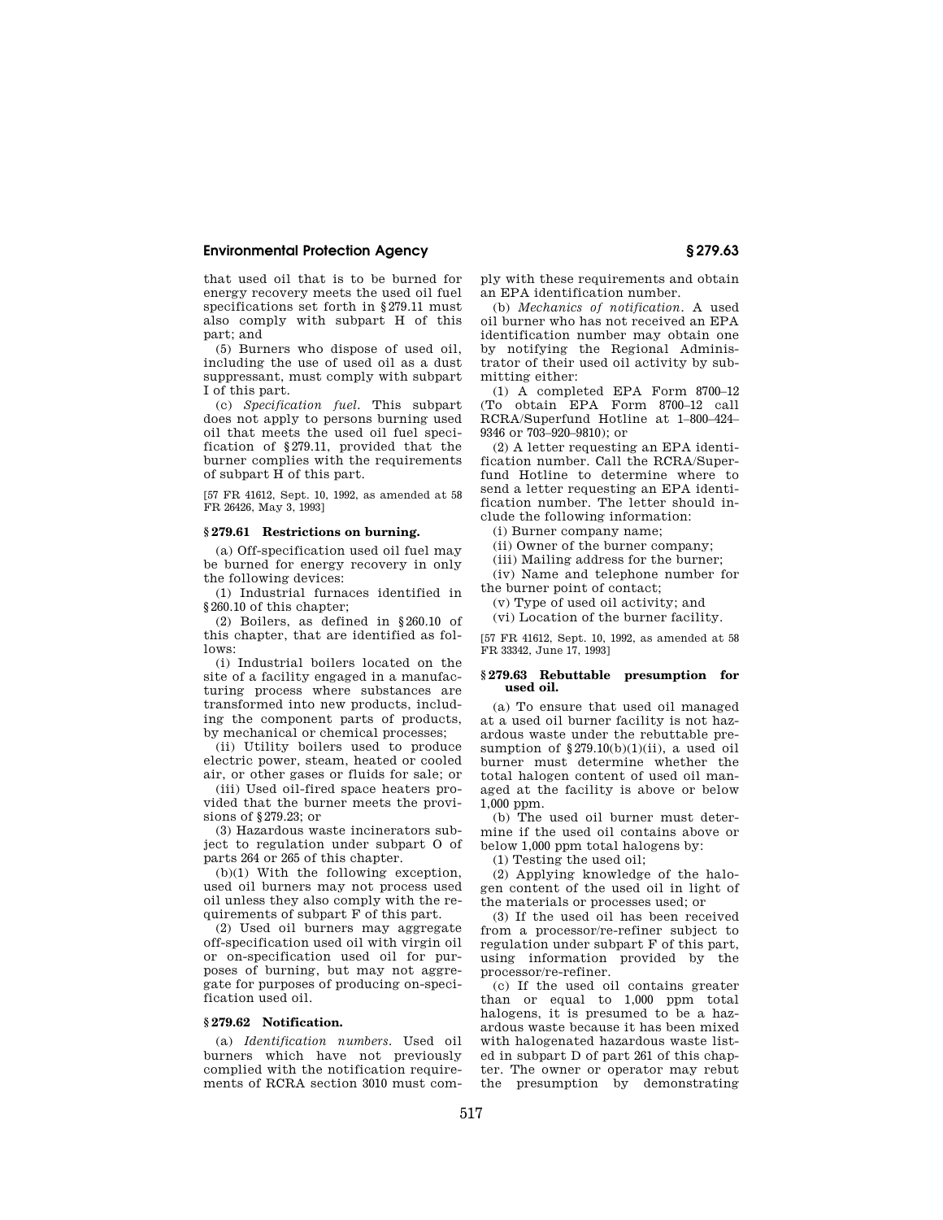that used oil that is to be burned for energy recovery meets the used oil fuel specifications set forth in §279.11 must also comply with subpart H of this part; and

(5) Burners who dispose of used oil, including the use of used oil as a dust suppressant, must comply with subpart I of this part.

(c) *Specification fuel.* This subpart does not apply to persons burning used oil that meets the used oil fuel specification of §279.11, provided that the burner complies with the requirements of subpart H of this part.

[57 FR 41612, Sept. 10, 1992, as amended at 58 FR 26426, May 3, 1993]

### §279.61 Restrictions on burning.

(a) Off-specification used oil fuel may be burned for energy recovery in only the following devices:

(1) Industrial furnaces identified in §260.10 of this chapter;

(2) Boilers, as defined in §260.10 of this chapter, that are identified as follows:

(i) Industrial boilers located on the site of a facility engaged in a manufacturing process where substances are transformed into new products, including the component parts of products, by mechanical or chemical processes;

(ii) Utility boilers used to produce electric power, steam, heated or cooled air, or other gases or fluids for sale; or

(iii) Used oil-fired space heaters provided that the burner meets the provisions of §279.23; or

(3) Hazardous waste incinerators subject to regulation under subpart O of parts 264 or 265 of this chapter.

(b)(1) With the following exception, used oil burners may not process used oil unless they also comply with the requirements of subpart F of this part.

(2) Used oil burners may aggregate off-specification used oil with virgin oil or on-specification used oil for purposes of burning, but may not aggregate for purposes of producing on-specification used oil.

### §279.62 Notification.

(a) *Identification numbers.* Used oil burners which have not previously complied with the notification requirements of RCRA section 3010 must comply with these requirements and obtain an EPA identification number.

(b) *Mechanics of notification.* A used oil burner who has not received an EPA identification number may obtain one by notifying the Regional Administrator of their used oil activity by submitting either:

(1) A completed EPA Form 8700–12 (To obtain EPA Form 8700–12 call RCRA/Superfund Hotline at 1–800–424–9346 or 703–920–9810); or

(2) A letter requesting an EPA identification number. Call the RCRA/Superfund Hotline to determine where to send a letter requesting an EPA identification number. The letter should include the following information:

(i) Burner company name;

(ii) Owner of the burner company;

(iii) Mailing address for the burner;

(iv) Name and telephone number for the burner point of contact;

(v) Type of used oil activity; and

(vi) Location of the burner facility.

[57 FR 41612, Sept. 10, 1992, as amended at 58 FR 33342, June 17, 1993]

### §279.63 Rebuttable presumption for used oil.

(a) To ensure that used oil managed at a used oil burner facility is not hazardous waste under the rebuttable presumption of §279.10(b)(1)(ii), a used oil burner must determine whether the total halogen content of used oil managed at the facility is above or below 1,000 ppm.

(b) The used oil burner must determine if the used oil contains above or below 1,000 ppm total halogens by:

(1) Testing the used oil;

(2) Applying knowledge of the halogen content of the used oil in light of the materials or processes used; or

(3) If the used oil has been received from a processor/re-refiner subject to regulation under subpart F of this part, using information provided by the processor/re-refiner.

(c) If the used oil contains greater than or equal to 1,000 ppm total halogens, it is presumed to be a hazardous waste because it has been mixed with halogenated hazardous waste listed in subpart D of part 261 of this chapter. The owner or operator may rebut the presumption by demonstrating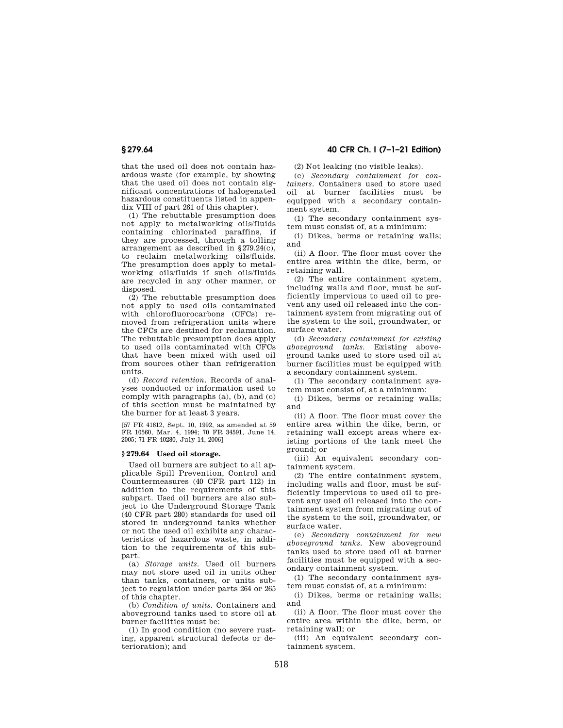that the used oil does not contain hazardous waste (for example, by showing that the used oil does not contain significant concentrations of halogenated hazardous constituents listed in appendix VIII of part 261 of this chapter).

(1) The rebuttable presumption does not apply to metalworking oils/fluids containing chlorinated paraffins, if they are processed, through a tolling arrangement as described in §279.24(c), to reclaim metalworking oils/fluids. The presumption does apply to metalworking oils/fluids if such oils/fluids are recycled in any other manner, or disposed.

(2) The rebuttable presumption does not apply to used oils contaminated with chlorofluorocarbons (CFCs) removed from refrigeration units where the CFCs are destined for reclamation. The rebuttable presumption does apply to used oils contaminated with CFCs that have been mixed with used oil from sources other than refrigeration units.

(d) *Record retention.* Records of analyses conducted or information used to comply with paragraphs (a), (b), and (c) of this section must be maintained by the burner for at least 3 years.

[57 FR 41612, Sept. 10, 1992, as amended at 59 FR 10560, Mar. 4, 1994; 70 FR 34591, June 14, 2005; 71 FR 40280, July 14, 2006]

### § 279.64 Used oil storage.

Used oil burners are subject to all applicable Spill Prevention, Control and Countermeasures (40 CFR part 112) in addition to the requirements of this subpart. Used oil burners are also subject to the Underground Storage Tank (40 CFR part 280) standards for used oil stored in underground tanks whether or not the used oil exhibits any characteristics of hazardous waste, in addition to the requirements of this subpart.

(a) *Storage units.* Used oil burners may not store used oil in units other than tanks, containers, or units subject to regulation under parts 264 or 265 of this chapter.

(b) *Condition of units.* Containers and aboveground tanks used to store oil at burner facilities must be:

(1) In good condition (no severe rusting, apparent structural defects or deterioration); and

(2) Not leaking (no visible leaks).

(c) *Secondary containment for containers.* Containers used to store used oil at burner facilities must be equipped with a secondary containment system.

(1) The secondary containment system must consist of, at a minimum:

(i) Dikes, berms or retaining walls; and

(ii) A floor. The floor must cover the entire area within the dike, berm, or retaining wall.

(2) The entire containment system, including walls and floor, must be sufficiently impervious to used oil to prevent any used oil released into the containment system from migrating out of the system to the soil, groundwater, or surface water.

(d) *Secondary containment for existing aboveground tanks.* Existing aboveground tanks used to store used oil at burner facilities must be equipped with a secondary containment system.

(1) The secondary containment system must consist of, at a minimum:

(i) Dikes, berms or retaining walls; and

(ii) A floor. The floor must cover the entire area within the dike, berm, or retaining wall except areas where existing portions of the tank meet the ground; or

(iii) An equivalent secondary containment system.

(2) The entire containment system, including walls and floor, must be sufficiently impervious to used oil to prevent any used oil released into the containment system from migrating out of the system to the soil, groundwater, or surface water.

(e) *Secondary containment for new aboveground tanks.* New aboveground tanks used to store used oil at burner facilities must be equipped with a secondary containment system.

(1) The secondary containment system must consist of, at a minimum:

(i) Dikes, berms or retaining walls; and

(ii) A floor. The floor must cover the entire area within the dike, berm, or retaining wall; or

(iii) An equivalent secondary containment system.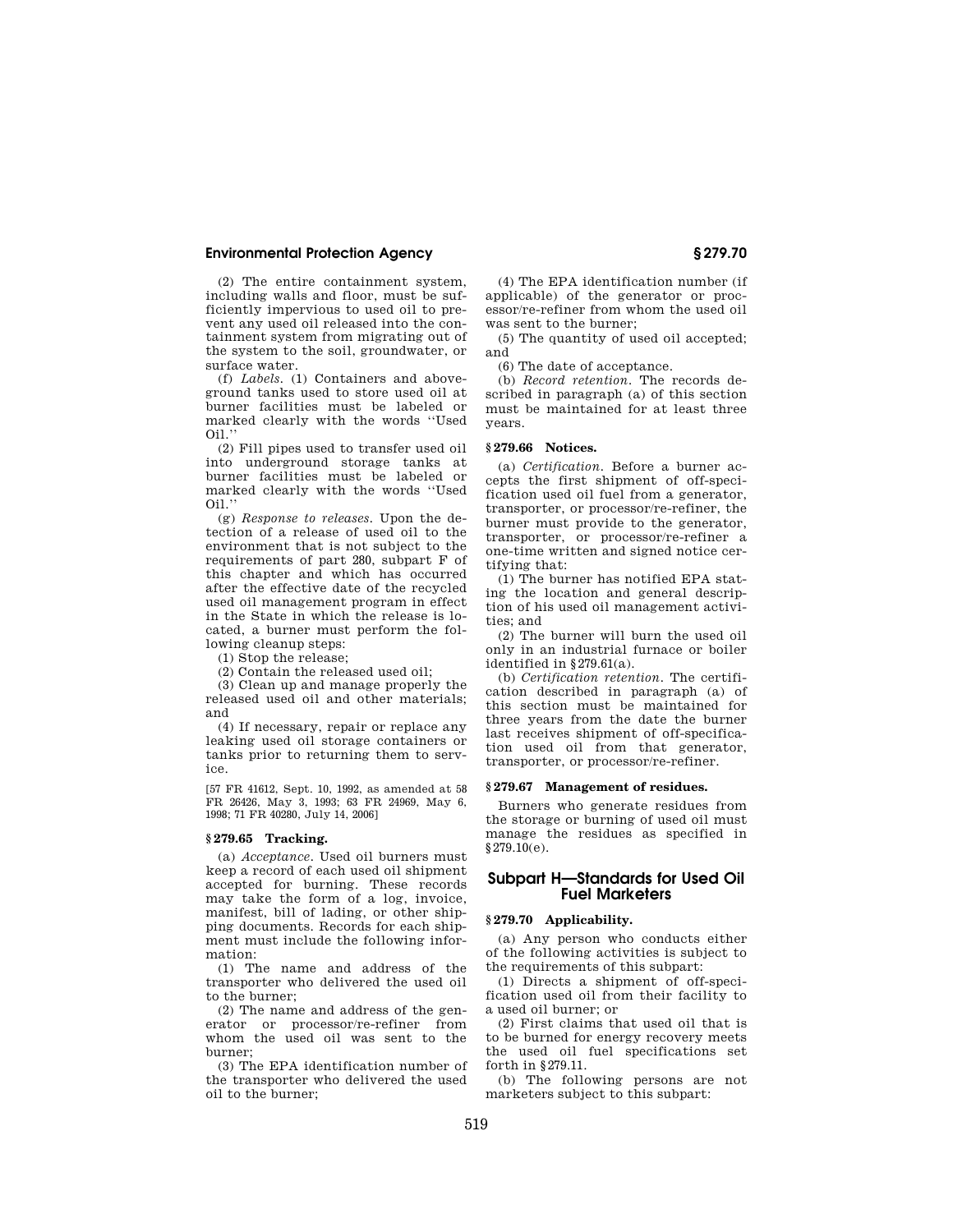(2) The entire containment system, including walls and floor, must be sufficiently impervious to used oil to prevent any used oil released into the containment system from migrating out of the system to the soil, groundwater, or surface water.

(f) *Labels.* (1) Containers and aboveground tanks used to store used oil at burner facilities must be labeled or marked clearly with the words ''Used Oil.''

(2) Fill pipes used to transfer used oil into underground storage tanks at burner facilities must be labeled or marked clearly with the words ''Used Oil.''

(g) *Response to releases.* Upon the detection of a release of used oil to the environment that is not subject to the requirements of part 280, subpart F of this chapter and which has occurred after the effective date of the recycled used oil management program in effect in the State in which the release is located, a burner must perform the following cleanup steps:

(1) Stop the release;

(2) Contain the released used oil;

(3) Clean up and manage properly the released used oil and other materials; and

(4) If necessary, repair or replace any leaking used oil storage containers or tanks prior to returning them to service.

[57 FR 41612, Sept. 10, 1992, as amended at 58 FR 26426, May 3, 1993; 63 FR 24969, May 6, 1998; 71 FR 40280, July 14, 2006]

### § 279.65 Tracking.

(a) *Acceptance.* Used oil burners must keep a record of each used oil shipment accepted for burning. These records may take the form of a log, invoice, manifest, bill of lading, or other shipping documents. Records for each shipment must include the following information:

(1) The name and address of the transporter who delivered the used oil to the burner;

(2) The name and address of the generator or processor/re-refiner from whom the used oil was sent to the burner;

(3) The EPA identification number of the transporter who delivered the used oil to the burner;

(4) The EPA identification number (if applicable) of the generator or processor/re-refiner from whom the used oil was sent to the burner;

(5) The quantity of used oil accepted; and

(6) The date of acceptance.

(b) *Record retention.* The records described in paragraph (a) of this section must be maintained for at least three years.

### § 279.66 Notices.

(a) *Certification.* Before a burner accepts the first shipment of off-specification used oil fuel from a generator, transporter, or processor/re-refiner, the burner must provide to the generator, transporter, or processor/re-refiner a one-time written and signed notice certifying that:

(1) The burner has notified EPA stating the location and general description of his used oil management activities; and

(2) The burner will burn the used oil only in an industrial furnace or boiler identified in §279.61(a).

(b) *Certification retention.* The certification described in paragraph (a) of this section must be maintained for three years from the date the burner last receives shipment of off-specification used oil from that generator, transporter, or processor/re-refiner.

### § 279.67 Management of residues.

Burners who generate residues from the storage or burning of used oil must manage the residues as specified in §279.10(e).

## Subpart H—Standards for Used Oil Fuel Marketers

### § 279.70 Applicability.

(a) Any person who conducts either of the following activities is subject to the requirements of this subpart:

(1) Directs a shipment of off-specification used oil from their facility to a used oil burner; or

(2) First claims that used oil that is to be burned for energy recovery meets the used oil fuel specifications set forth in §279.11.

(b) The following persons are not marketers subject to this subpart: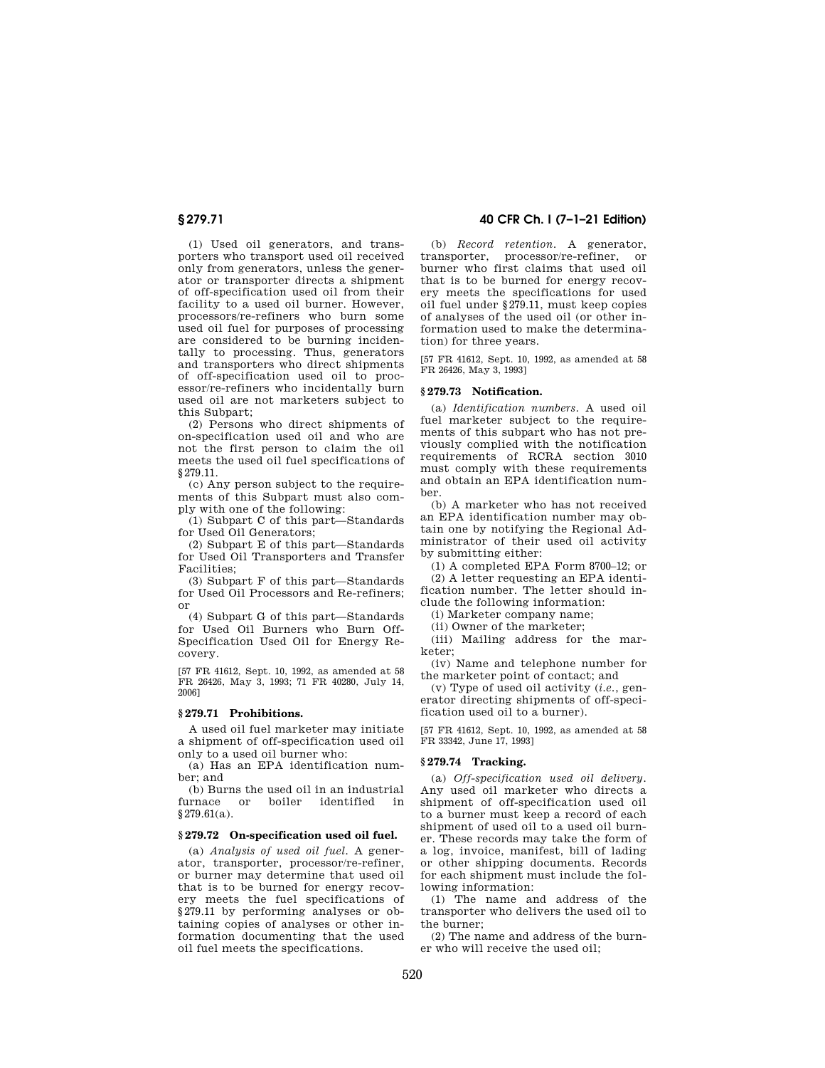(1) Used oil generators, and transporters who transport used oil received only from generators, unless the generator or transporter directs a shipment of off-specification used oil from their facility to a used oil burner. However, processors/re-refiners who burn some used oil fuel for purposes of processing are considered to be burning incidentally to processing. Thus, generators and transporters who direct shipments of off-specification used oil to processor/re-refiners who incidentally burn used oil are not marketers subject to this Subpart;

(2) Persons who direct shipments of on-specification used oil and who are not the first person to claim the oil meets the used oil fuel specifications of §279.11.

(c) Any person subject to the requirements of this Subpart must also comply with one of the following:

(1) Subpart C of this part—Standards for Used Oil Generators;

(2) Subpart E of this part—Standards for Used Oil Transporters and Transfer Facilities;

(3) Subpart F of this part—Standards for Used Oil Processors and Re-refiners; or

(4) Subpart G of this part—Standards for Used Oil Burners who Burn Off-Specification Used Oil for Energy Recovery.

[57 FR 41612, Sept. 10, 1992, as amended at 58 FR 26426, May 3, 1993; 71 FR 40280, July 14, 2006]

### § 279.71 Prohibitions.

A used oil fuel marketer may initiate a shipment of off-specification used oil only to a used oil burner who:

(a) Has an EPA identification number; and

(b) Burns the used oil in an industrial furnace or boiler identified in §279.61(a).

### § 279.72 On-specification used oil fuel.

(a) *Analysis of used oil fuel.* A generator, transporter, processor/re-refiner, or burner may determine that used oil that is to be burned for energy recovery meets the fuel specifications of §279.11 by performing analyses or obtaining copies of analyses or other information documenting that the used oil fuel meets the specifications.

(b) *Record retention.* A generator, transporter, processor/re-refiner, or burner who first claims that used oil that is to be burned for energy recovery meets the specifications for used oil fuel under §279.11, must keep copies of analyses of the used oil (or other information used to make the determination) for three years.

[57 FR 41612, Sept. 10, 1992, as amended at 58 FR 26426, May 3, 1993]

### § 279.73 Notification.

(a) *Identification numbers.* A used oil fuel marketer subject to the requirements of this subpart who has not previously complied with the notification requirements of RCRA section 3010 must comply with these requirements and obtain an EPA identification number.

(b) A marketer who has not received an EPA identification number may obtain one by notifying the Regional Administrator of their used oil activity by submitting either:

(1) A completed EPA Form 8700–12; or

(2) A letter requesting an EPA identification number. The letter should include the following information:

(i) Marketer company name;

(ii) Owner of the marketer;

(iii) Mailing address for the marketer;

(iv) Name and telephone number for the marketer point of contact; and

(v) Type of used oil activity (*i.e.*, generator directing shipments of off-specification used oil to a burner).

[57 FR 41612, Sept. 10, 1992, as amended at 58 FR 33342, June 17, 1993]

### § 279.74 Tracking.

(a) *Off-specification used oil delivery.* Any used oil marketer who directs a shipment of off-specification used oil to a burner must keep a record of each shipment of used oil to a used oil burner. These records may take the form of a log, invoice, manifest, bill of lading or other shipping documents. Records for each shipment must include the following information:

(1) The name and address of the transporter who delivers the used oil to the burner;

(2) The name and address of the burner who will receive the used oil;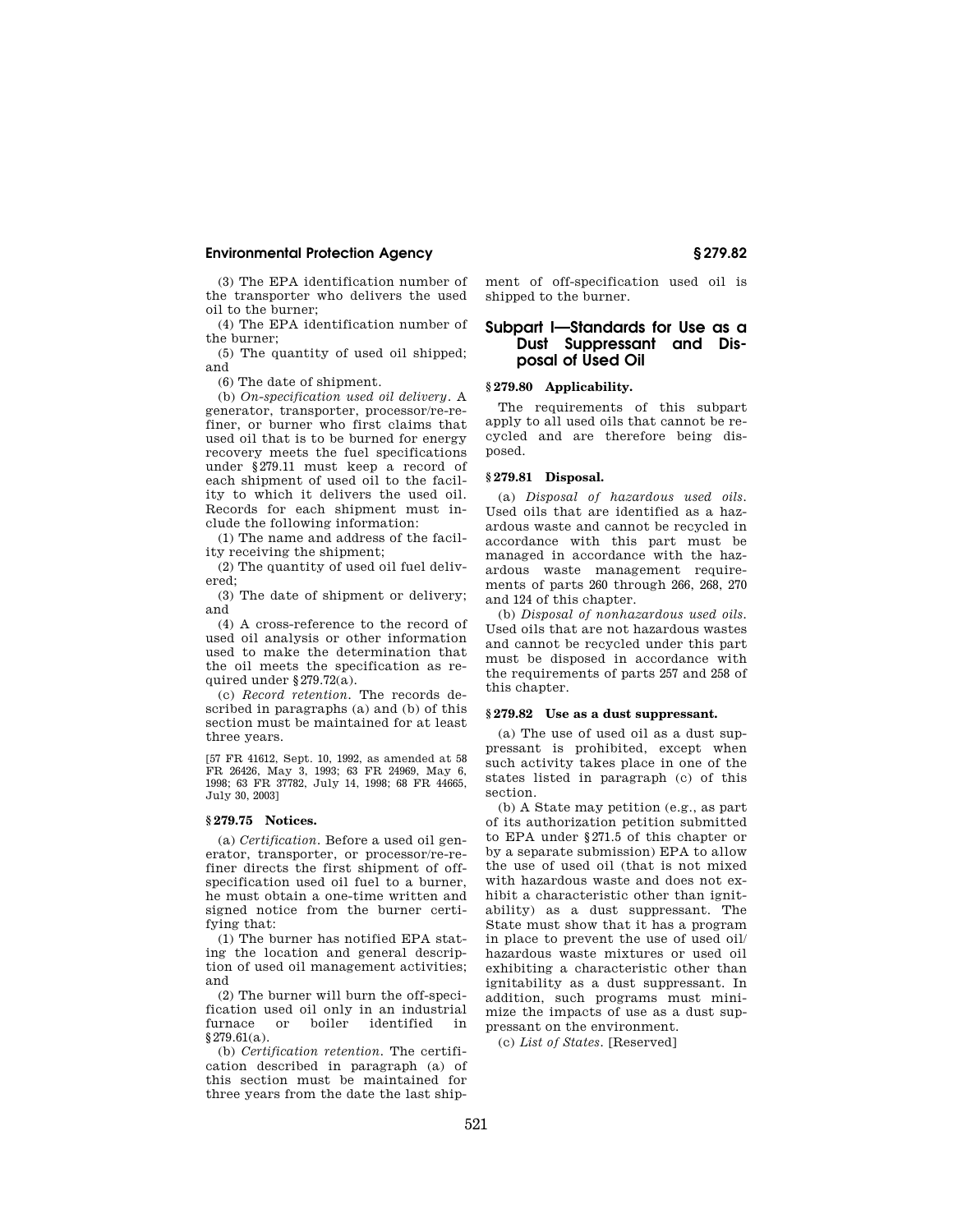(3) The EPA identification number of the transporter who delivers the used oil to the burner;

(4) The EPA identification number of the burner;

(5) The quantity of used oil shipped; and

(6) The date of shipment.

(b) *On-specification used oil delivery.* A generator, transporter, processor/re-refiner, or burner who first claims that used oil that is to be burned for energy recovery meets the fuel specifications under §279.11 must keep a record of each shipment of used oil to the facility to which it delivers the used oil. Records for each shipment must include the following information:

(1) The name and address of the facility receiving the shipment;

(2) The quantity of used oil fuel delivered;

(3) The date of shipment or delivery; and

(4) A cross-reference to the record of used oil analysis or other information used to make the determination that the oil meets the specification as required under §279.72(a).

(c) *Record retention.* The records described in paragraphs (a) and (b) of this section must be maintained for at least three years.

[57 FR 41612, Sept. 10, 1992, as amended at 58 FR 26426, May 3, 1993; 63 FR 24969, May 6, 1998; 63 FR 37782, July 14, 1998; 68 FR 44665, July 30, 2003]

**§ 279.75 Notices.**

(a) *Certification.* Before a used oil generator, transporter, or processor/re-refiner directs the first shipment of off-specification used oil fuel to a burner, he must obtain a one-time written and signed notice from the burner certifying that:

(1) The burner has notified EPA stating the location and general description of used oil management activities; and

(2) The burner will burn the off-specification used oil only in an industrial furnace or boiler identified in §279.61(a).

(b) *Certification retention.* The certification described in paragraph (a) of this section must be maintained for three years from the date the last shipment of off-specification used oil is shipped to the burner.

## Subpart I—Standards for Use as a Dust Suppressant and Disposal of Used Oil

**§ 279.80 Applicability.**

The requirements of this subpart apply to all used oils that cannot be recycled and are therefore being disposed.

**§ 279.81 Disposal.**

(a) *Disposal of hazardous used oils.* Used oils that are identified as a hazardous waste and cannot be recycled in accordance with this part must be managed in accordance with the hazardous waste management requirements of parts 260 through 266, 268, 270 and 124 of this chapter.

(b) *Disposal of nonhazardous used oils.* Used oils that are not hazardous wastes and cannot be recycled under this part must be disposed in accordance with the requirements of parts 257 and 258 of this chapter.

**§ 279.82 Use as a dust suppressant.**

(a) The use of used oil as a dust suppressant is prohibited, except when such activity takes place in one of the states listed in paragraph (c) of this section.

(b) A State may petition (e.g., as part of its authorization petition submitted to EPA under §271.5 of this chapter or by a separate submission) EPA to allow the use of used oil (that is not mixed with hazardous waste and does not exhibit a characteristic other than ignitability) as a dust suppressant. The State must show that it has a program in place to prevent the use of used oil/hazardous waste mixtures or used oil exhibiting a characteristic other than ignitability as a dust suppressant. In addition, such programs must minimize the impacts of use as a dust suppressant on the environment.

(c) *List of States.* [Reserved]